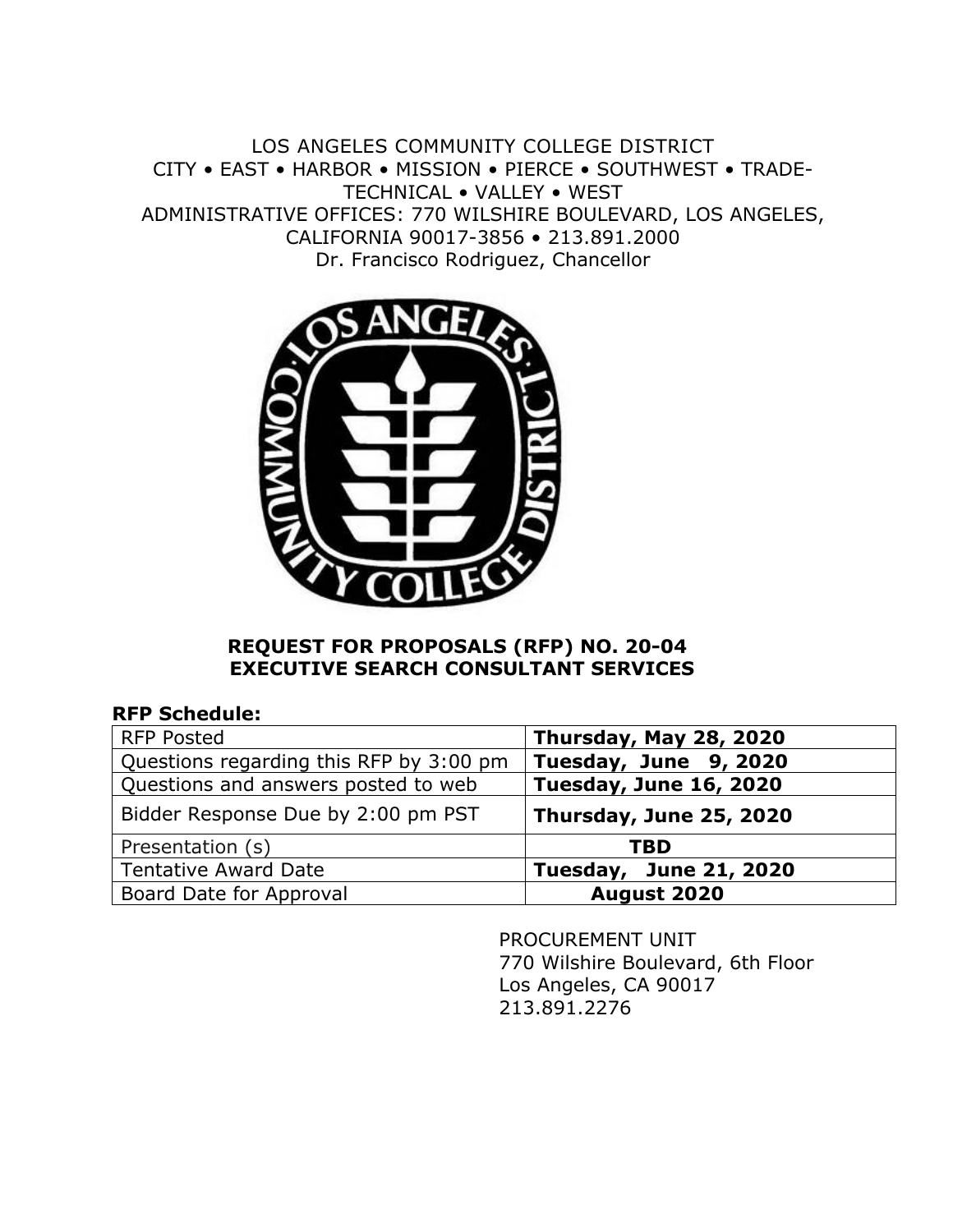LOS ANGELES COMMUNITY COLLEGE DISTRICT
CITY • EAST • HARBOR • MISSION • PIERCE • SOUTHWEST • TRADE-TECHNICAL • VALLEY • WEST
ADMINISTRATIVE OFFICES: 770 WILSHIRE BOULEVARD, LOS ANGELES, CALIFORNIA 90017-3856 • 213.891.2000
Dr. Francisco Rodriguez, Chancellor

# REQUEST FOR PROPOSALS (RFP) NO. 20-04
# EXECUTIVE SEARCH CONSULTANT SERVICES

**RFP Schedule:**

| RFP Posted | **Thursday, May 28, 2020** |
|---|---|
| Questions regarding this RFP by 3:00 pm | **Tuesday, June 9, 2020** |
| Questions and answers posted to web | **Tuesday, June 16, 2020** |
| Bidder Response Due by 2:00 pm PST | **Thursday, June 25, 2020** |
| Presentation (s) | **TBD** |
| Tentative Award Date | **Tuesday, June 21, 2020** |
| Board Date for Approval | **August 2020** |

PROCUREMENT UNIT
770 Wilshire Boulevard, 6th Floor
Los Angeles, CA 90017
213.891.2276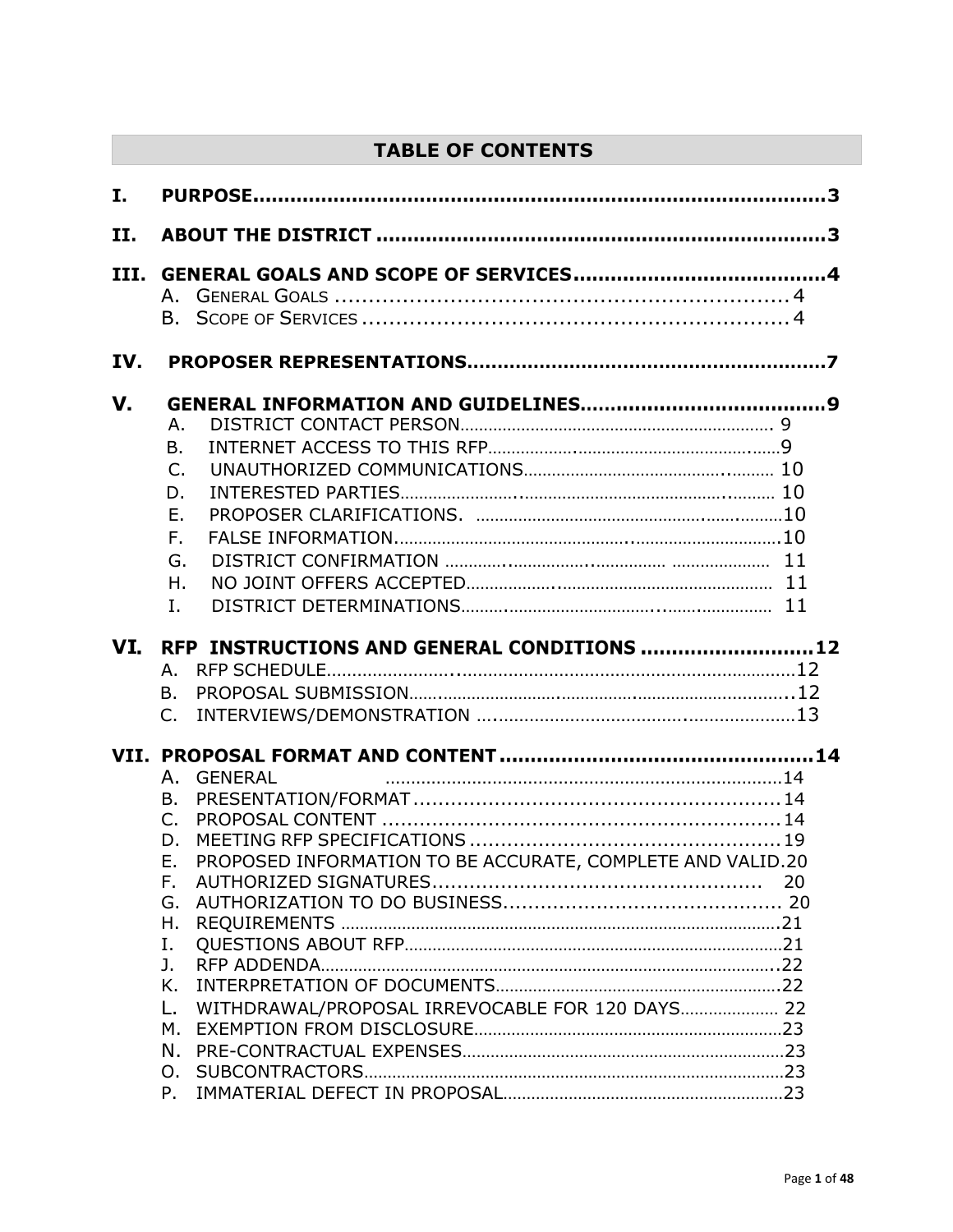## TABLE OF CONTENTS

**I. PURPOSE** ........ **3**

**II. ABOUT THE DISTRICT** ........ **3**

**III. GENERAL GOALS AND SCOPE OF SERVICES** ........ **4**

- A. GENERAL GOALS ........ 4
- B. SCOPE OF SERVICES ........ 4

**IV. PROPOSER REPRESENTATIONS** ........ **7**

**V. GENERAL INFORMATION AND GUIDELINES** ........ **9**

- A. DISTRICT CONTACT PERSON ........ 9
- B. INTERNET ACCESS TO THIS RFP ........ 9
- C. UNAUTHORIZED COMMUNICATIONS ........ 10
- D. INTERESTED PARTIES ........ 10
- E. PROPOSER CLARIFICATIONS. ........ 10
- F. FALSE INFORMATION. ........ 10
- G. DISTRICT CONFIRMATION ........ 11
- H. NO JOINT OFFERS ACCEPTED ........ 11
- I. DISTRICT DETERMINATIONS ........ 11

**VI. RFP INSTRUCTIONS AND GENERAL CONDITIONS** ........ **12**

- A. RFP SCHEDULE ........ 12
- B. PROPOSAL SUBMISSION ........ 12
- C. INTERVIEWS/DEMONSTRATION ........ 13

**VII. PROPOSAL FORMAT AND CONTENT** ........ **14**

- A. GENERAL ........ 14
- B. PRESENTATION/FORMAT ........ 14
- C. PROPOSAL CONTENT ........ 14
- D. MEETING RFP SPECIFICATIONS ........ 19
- E. PROPOSED INFORMATION TO BE ACCURATE, COMPLETE AND VALID. 20
- F. AUTHORIZED SIGNATURES ........ 20
- G. AUTHORIZATION TO DO BUSINESS ........ 20
- H. REQUIREMENTS ........ 21
- I. QUESTIONS ABOUT RFP ........ 21
- J. RFP ADDENDA ........ 22
- K. INTERPRETATION OF DOCUMENTS ........ 22
- L. WITHDRAWAL/PROPOSAL IRREVOCABLE FOR 120 DAYS ........ 22
- M. EXEMPTION FROM DISCLOSURE ........ 23
- N. PRE-CONTRACTUAL EXPENSES ........ 23
- O. SUBCONTRACTORS ........ 23
- P. IMMATERIAL DEFECT IN PROPOSAL ........ 23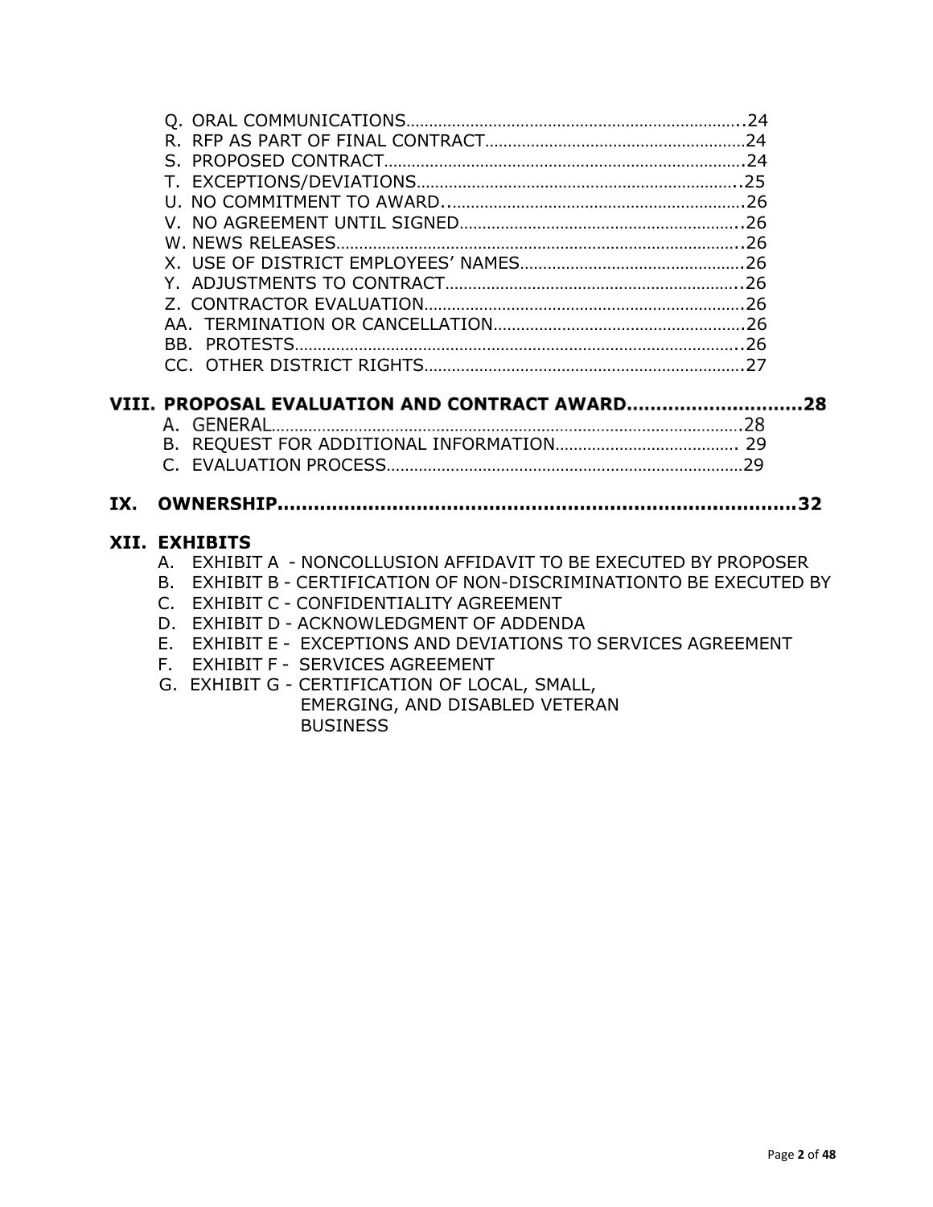Q. ORAL COMMUNICATIONS..........................................................................24
R. RFP AS PART OF FINAL CONTRACT..........................................................24
S. PROPOSED CONTRACT...............................................................................24
T. EXCEPTIONS/DEVIATIONS.........................................................................25
U. NO COMMITMENT TO AWARD...................................................................26
V. NO AGREEMENT UNTIL SIGNED................................................................26
W. NEWS RELEASES.......................................................................................26
X. USE OF DISTRICT EMPLOYEES' NAMES.....................................................26
Y. ADJUSTMENTS TO CONTRACT...................................................................26
Z. CONTRACTOR EVALUATION......................................................................26
AA. TERMINATION OR CANCELLATION.........................................................26
BB. PROTESTS...............................................................................................26
CC. OTHER DISTRICT RIGHTS.......................................................................27

**VIII. PROPOSAL EVALUATION AND CONTRACT AWARD..............................28**

A. GENERAL.....................................................................................................28
B. REQUEST FOR ADDITIONAL INFORMATION........................................ 29
C. EVALUATION PROCESS.............................................................................29

**IX. OWNERSHIP.........................................................................................32**

**XII. EXHIBITS**

A. EXHIBIT A - NONCOLLUSION AFFIDAVIT TO BE EXECUTED BY PROPOSER
B. EXHIBIT B - CERTIFICATION OF NON-DISCRIMINATIONTO BE EXECUTED BY
C. EXHIBIT C - CONFIDENTIALITY AGREEMENT
D. EXHIBIT D - ACKNOWLEDGMENT OF ADDENDA
E. EXHIBIT E - EXCEPTIONS AND DEVIATIONS TO SERVICES AGREEMENT
F. EXHIBIT F - SERVICES AGREEMENT
G. EXHIBIT G - CERTIFICATION OF LOCAL, SMALL, EMERGING, AND DISABLED VETERAN BUSINESS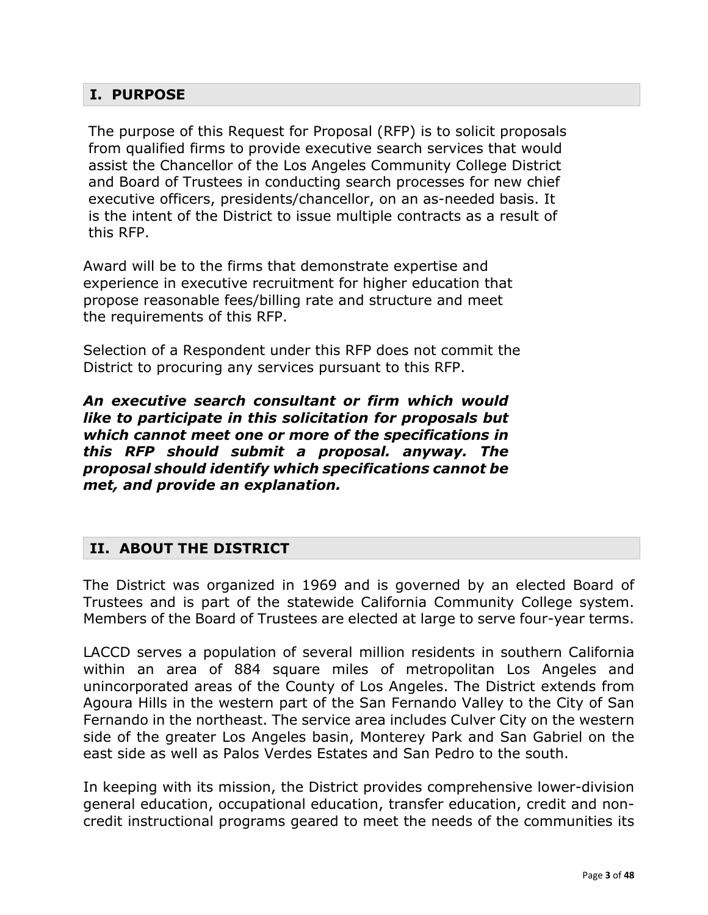## I. PURPOSE

The purpose of this Request for Proposal (RFP) is to solicit proposals from qualified firms to provide executive search services that would assist the Chancellor of the Los Angeles Community College District and Board of Trustees in conducting search processes for new chief executive officers, presidents/chancellor, on an as-needed basis. It is the intent of the District to issue multiple contracts as a result of this RFP.

Award will be to the firms that demonstrate expertise and experience in executive recruitment for higher education that propose reasonable fees/billing rate and structure and meet the requirements of this RFP.

Selection of a Respondent under this RFP does not commit the District to procuring any services pursuant to this RFP.

***An executive search consultant or firm which would like to participate in this solicitation for proposals but which cannot meet one or more of the specifications in this RFP should submit a proposal. anyway. The proposal should identify which specifications cannot be met, and provide an explanation.***

## II. ABOUT THE DISTRICT

The District was organized in 1969 and is governed by an elected Board of Trustees and is part of the statewide California Community College system. Members of the Board of Trustees are elected at large to serve four-year terms.

LACCD serves a population of several million residents in southern California within an area of 884 square miles of metropolitan Los Angeles and unincorporated areas of the County of Los Angeles. The District extends from Agoura Hills in the western part of the San Fernando Valley to the City of San Fernando in the northeast. The service area includes Culver City on the western side of the greater Los Angeles basin, Monterey Park and San Gabriel on the east side as well as Palos Verdes Estates and San Pedro to the south.

In keeping with its mission, the District provides comprehensive lower-division general education, occupational education, transfer education, credit and non-credit instructional programs geared to meet the needs of the communities its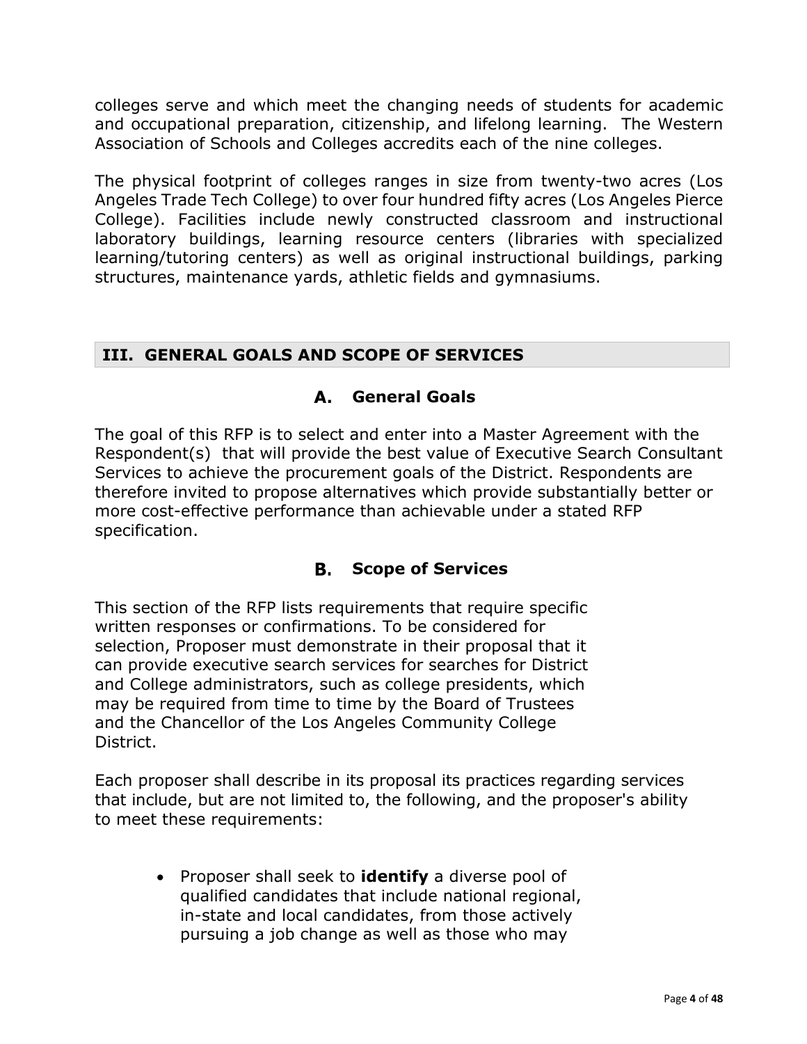colleges serve and which meet the changing needs of students for academic and occupational preparation, citizenship, and lifelong learning. The Western Association of Schools and Colleges accredits each of the nine colleges.

The physical footprint of colleges ranges in size from twenty-two acres (Los Angeles Trade Tech College) to over four hundred fifty acres (Los Angeles Pierce College). Facilities include newly constructed classroom and instructional laboratory buildings, learning resource centers (libraries with specialized learning/tutoring centers) as well as original instructional buildings, parking structures, maintenance yards, athletic fields and gymnasiums.

## III. GENERAL GOALS AND SCOPE OF SERVICES

### A. General Goals

The goal of this RFP is to select and enter into a Master Agreement with the Respondent(s) that will provide the best value of Executive Search Consultant Services to achieve the procurement goals of the District. Respondents are therefore invited to propose alternatives which provide substantially better or more cost-effective performance than achievable under a stated RFP specification.

### B. Scope of Services

This section of the RFP lists requirements that require specific written responses or confirmations. To be considered for selection, Proposer must demonstrate in their proposal that it can provide executive search services for searches for District and College administrators, such as college presidents, which may be required from time to time by the Board of Trustees and the Chancellor of the Los Angeles Community College District.

Each proposer shall describe in its proposal its practices regarding services that include, but are not limited to, the following, and the proposer's ability to meet these requirements:

- Proposer shall seek to **identify** a diverse pool of qualified candidates that include national regional, in-state and local candidates, from those actively pursuing a job change as well as those who may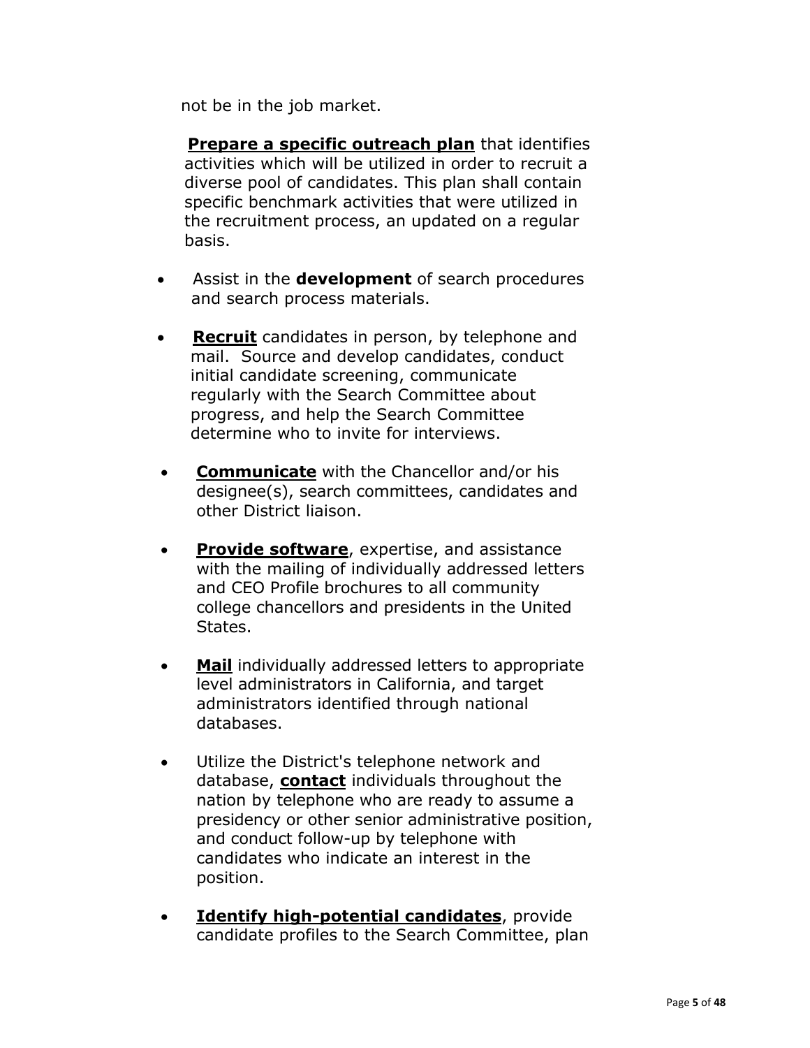not be in the job market.

**<u>Prepare a specific outreach plan</u>** that identifies activities which will be utilized in order to recruit a diverse pool of candidates. This plan shall contain specific benchmark activities that were utilized in the recruitment process, an updated on a regular basis.

- Assist in the **development** of search procedures and search process materials.
- **<u>Recruit</u>** candidates in person, by telephone and mail. Source and develop candidates, conduct initial candidate screening, communicate regularly with the Search Committee about progress, and help the Search Committee determine who to invite for interviews.
- **<u>Communicate</u>** with the Chancellor and/or his designee(s), search committees, candidates and other District liaison.
- **<u>Provide software</u>**, expertise, and assistance with the mailing of individually addressed letters and CEO Profile brochures to all community college chancellors and presidents in the United States.
- **<u>Mail</u>** individually addressed letters to appropriate level administrators in California, and target administrators identified through national databases.
- Utilize the District's telephone network and database, **<u>contact</u>** individuals throughout the nation by telephone who are ready to assume a presidency or other senior administrative position, and conduct follow-up by telephone with candidates who indicate an interest in the position.
- **<u>Identify high-potential candidates</u>**, provide candidate profiles to the Search Committee, plan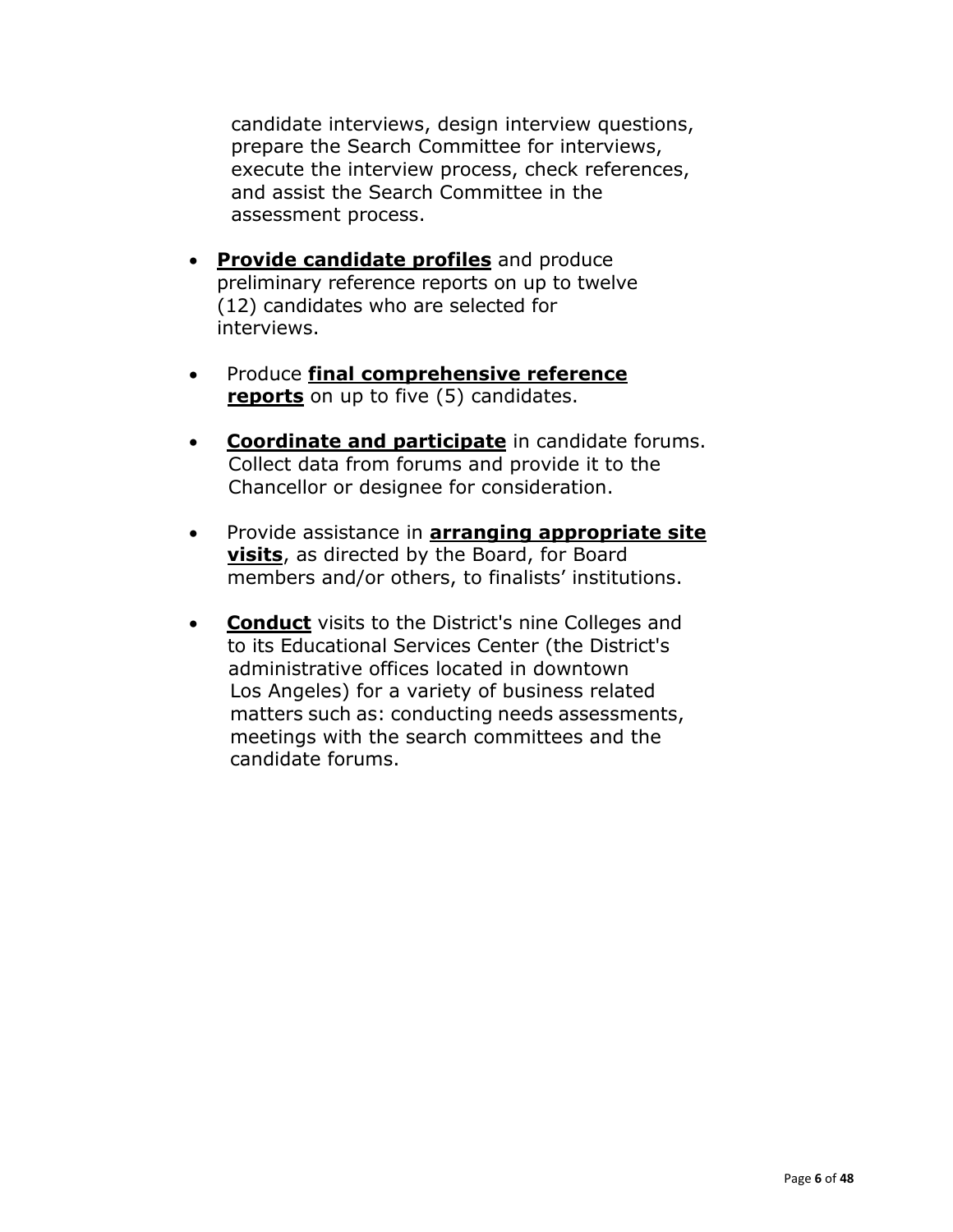candidate interviews, design interview questions, prepare the Search Committee for interviews, execute the interview process, check references, and assist the Search Committee in the assessment process.

- **Provide candidate profiles** and produce preliminary reference reports on up to twelve (12) candidates who are selected for interviews.

- Produce **final comprehensive reference reports** on up to five (5) candidates.

- **Coordinate and participate** in candidate forums. Collect data from forums and provide it to the Chancellor or designee for consideration.

- Provide assistance in **arranging appropriate site visits**, as directed by the Board, for Board members and/or others, to finalists' institutions.

- **Conduct** visits to the District's nine Colleges and to its Educational Services Center (the District's administrative offices located in downtown Los Angeles) for a variety of business related matters such as: conducting needs assessments, meetings with the search committees and the candidate forums.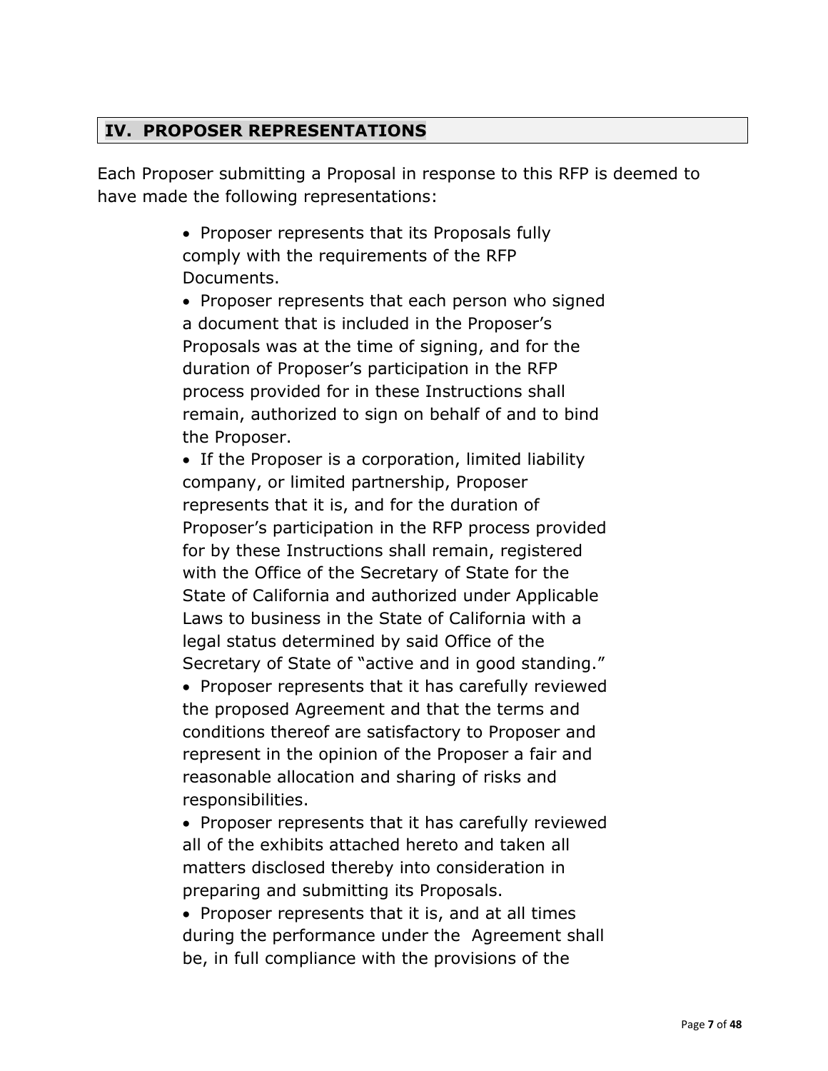## IV. PROPOSER REPRESENTATIONS

Each Proposer submitting a Proposal in response to this RFP is deemed to have made the following representations:

- Proposer represents that its Proposals fully comply with the requirements of the RFP Documents.
- Proposer represents that each person who signed a document that is included in the Proposer's Proposals was at the time of signing, and for the duration of Proposer's participation in the RFP process provided for in these Instructions shall remain, authorized to sign on behalf of and to bind the Proposer.
- If the Proposer is a corporation, limited liability company, or limited partnership, Proposer represents that it is, and for the duration of Proposer's participation in the RFP process provided for by these Instructions shall remain, registered with the Office of the Secretary of State for the State of California and authorized under Applicable Laws to business in the State of California with a legal status determined by said Office of the Secretary of State of "active and in good standing."
- Proposer represents that it has carefully reviewed the proposed Agreement and that the terms and conditions thereof are satisfactory to Proposer and represent in the opinion of the Proposer a fair and reasonable allocation and sharing of risks and responsibilities.
- Proposer represents that it has carefully reviewed all of the exhibits attached hereto and taken all matters disclosed thereby into consideration in preparing and submitting its Proposals.
- Proposer represents that it is, and at all times during the performance under the Agreement shall be, in full compliance with the provisions of the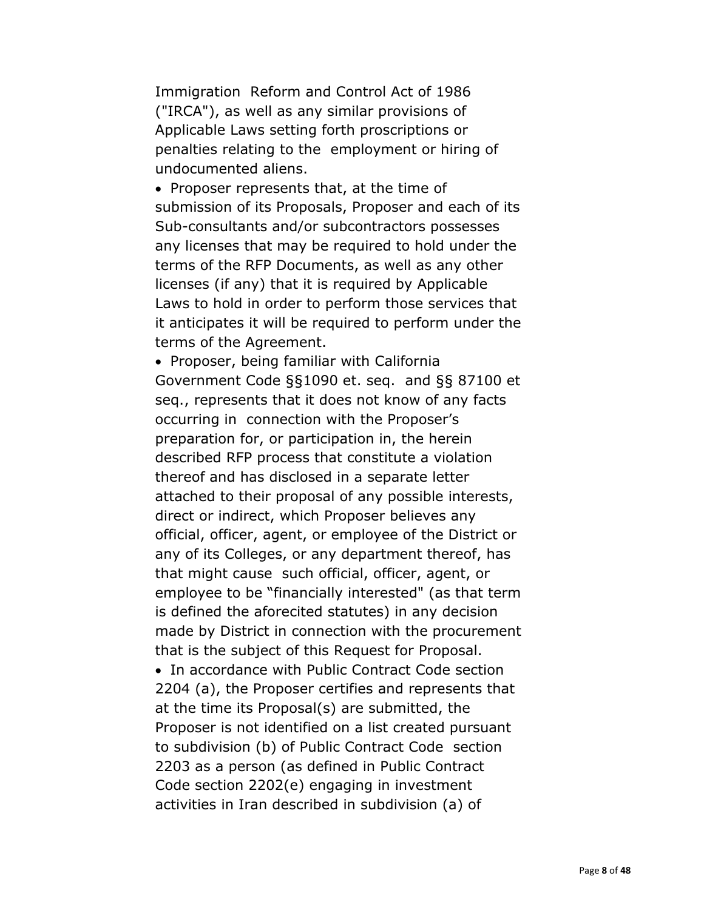Immigration Reform and Control Act of 1986 ("IRCA"), as well as any similar provisions of Applicable Laws setting forth proscriptions or penalties relating to the employment or hiring of undocumented aliens.

- Proposer represents that, at the time of submission of its Proposals, Proposer and each of its Sub-consultants and/or subcontractors possesses any licenses that may be required to hold under the terms of the RFP Documents, as well as any other licenses (if any) that it is required by Applicable Laws to hold in order to perform those services that it anticipates it will be required to perform under the terms of the Agreement.
- Proposer, being familiar with California Government Code §§1090 et. seq. and §§ 87100 et seq., represents that it does not know of any facts occurring in connection with the Proposer's preparation for, or participation in, the herein described RFP process that constitute a violation thereof and has disclosed in a separate letter attached to their proposal of any possible interests, direct or indirect, which Proposer believes any official, officer, agent, or employee of the District or any of its Colleges, or any department thereof, has that might cause such official, officer, agent, or employee to be "financially interested" (as that term is defined the aforecited statutes) in any decision made by District in connection with the procurement that is the subject of this Request for Proposal.
- In accordance with Public Contract Code section 2204 (a), the Proposer certifies and represents that at the time its Proposal(s) are submitted, the Proposer is not identified on a list created pursuant to subdivision (b) of Public Contract Code section 2203 as a person (as defined in Public Contract Code section 2202(e) engaging in investment activities in Iran described in subdivision (a) of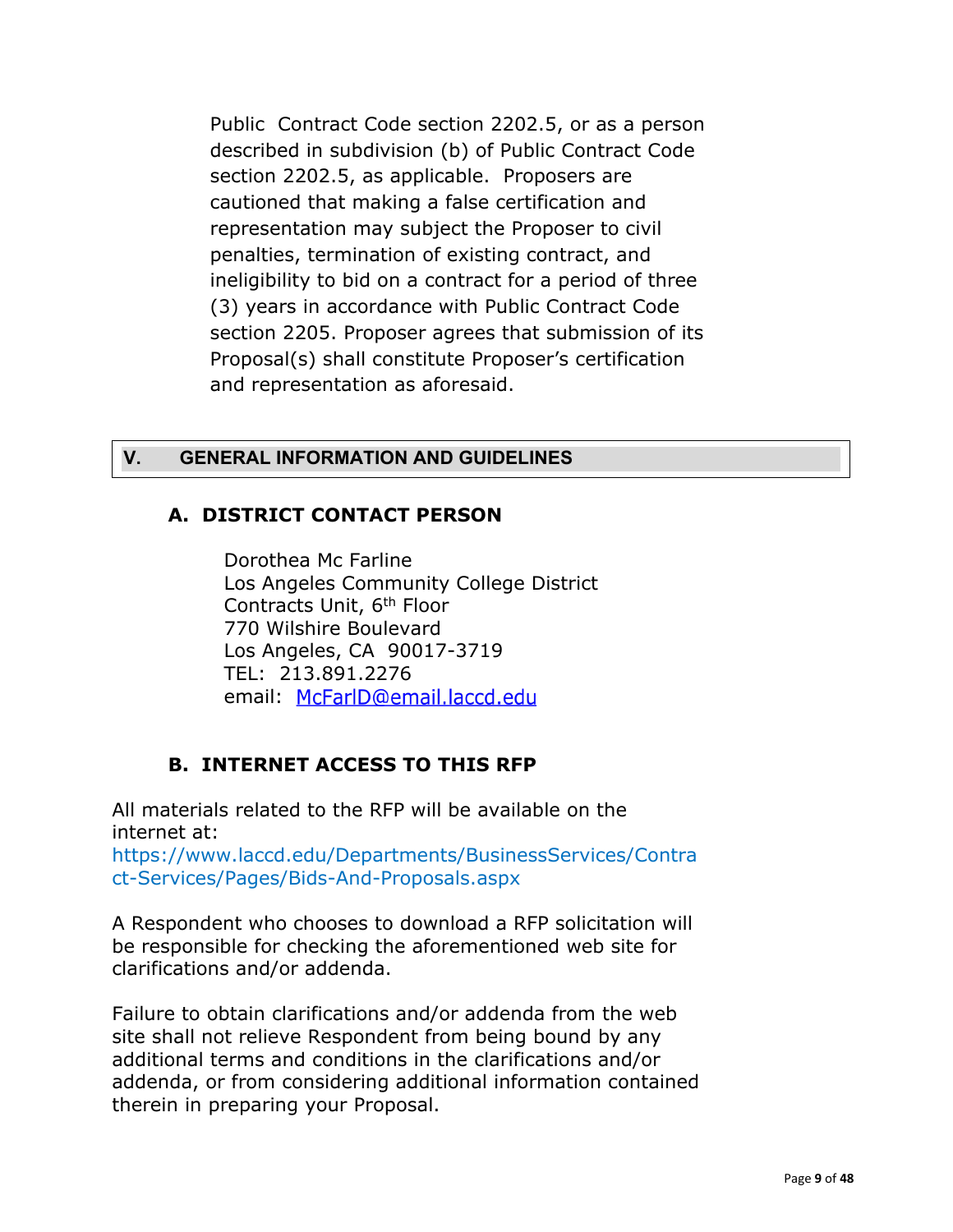Public Contract Code section 2202.5, or as a person described in subdivision (b) of Public Contract Code section 2202.5, as applicable. Proposers are cautioned that making a false certification and representation may subject the Proposer to civil penalties, termination of existing contract, and ineligibility to bid on a contract for a period of three (3) years in accordance with Public Contract Code section 2205. Proposer agrees that submission of its Proposal(s) shall constitute Proposer's certification and representation as aforesaid.

## V. GENERAL INFORMATION AND GUIDELINES

### A. DISTRICT CONTACT PERSON

Dorothea Mc Farline
Los Angeles Community College District
Contracts Unit, 6th Floor
770 Wilshire Boulevard
Los Angeles, CA 90017-3719
TEL: 213.891.2276
email: McFarlD@email.laccd.edu

### B. INTERNET ACCESS TO THIS RFP

All materials related to the RFP will be available on the internet at:
https://www.laccd.edu/Departments/BusinessServices/Contract-Services/Pages/Bids-And-Proposals.aspx

A Respondent who chooses to download a RFP solicitation will be responsible for checking the aforementioned web site for clarifications and/or addenda.

Failure to obtain clarifications and/or addenda from the web site shall not relieve Respondent from being bound by any additional terms and conditions in the clarifications and/or addenda, or from considering additional information contained therein in preparing your Proposal.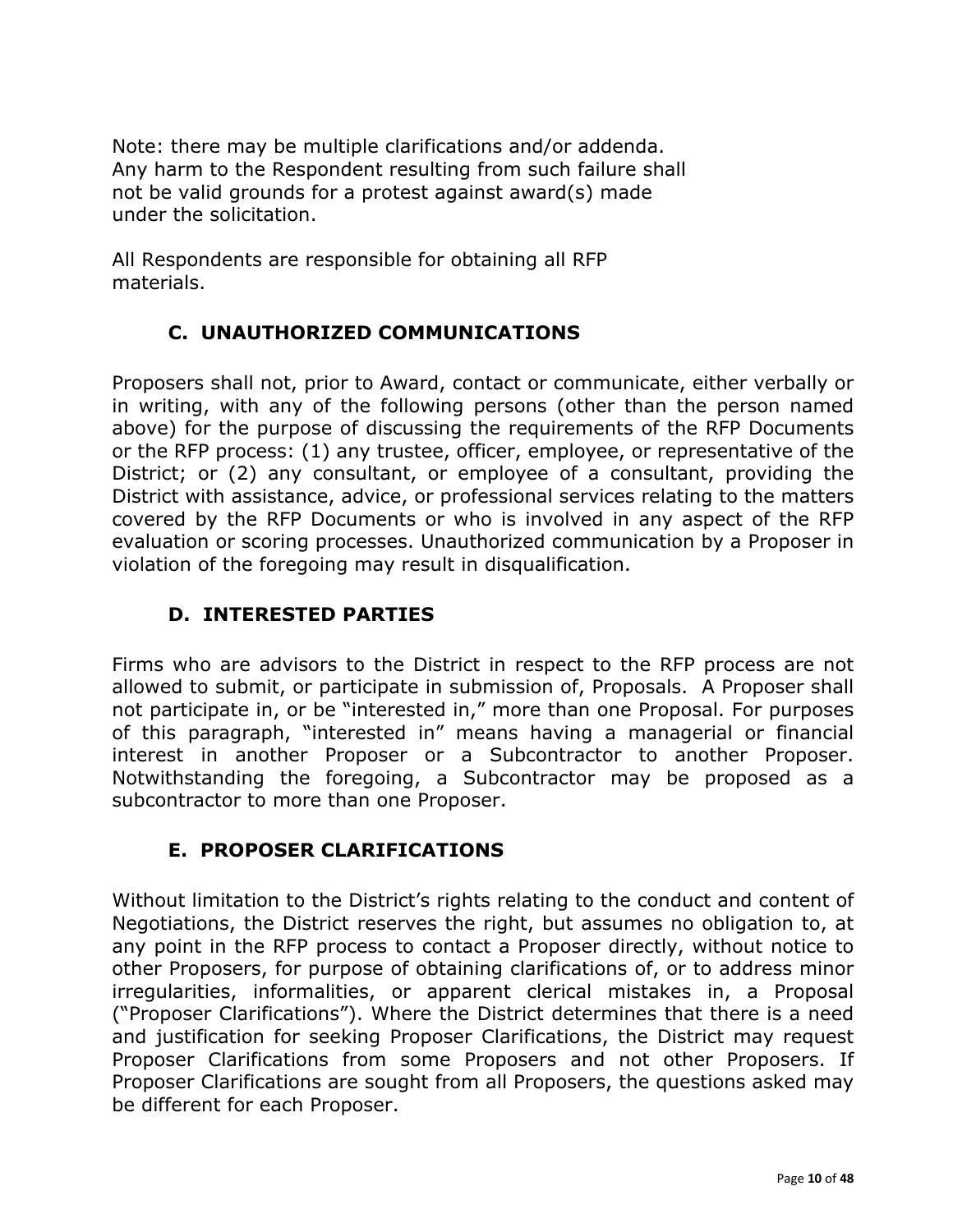Note: there may be multiple clarifications and/or addenda. Any harm to the Respondent resulting from such failure shall not be valid grounds for a protest against award(s) made under the solicitation.

All Respondents are responsible for obtaining all RFP materials.

### C. UNAUTHORIZED COMMUNICATIONS

Proposers shall not, prior to Award, contact or communicate, either verbally or in writing, with any of the following persons (other than the person named above) for the purpose of discussing the requirements of the RFP Documents or the RFP process: (1) any trustee, officer, employee, or representative of the District; or (2) any consultant, or employee of a consultant, providing the District with assistance, advice, or professional services relating to the matters covered by the RFP Documents or who is involved in any aspect of the RFP evaluation or scoring processes. Unauthorized communication by a Proposer in violation of the foregoing may result in disqualification.

### D. INTERESTED PARTIES

Firms who are advisors to the District in respect to the RFP process are not allowed to submit, or participate in submission of, Proposals. A Proposer shall not participate in, or be "interested in," more than one Proposal. For purposes of this paragraph, "interested in" means having a managerial or financial interest in another Proposer or a Subcontractor to another Proposer. Notwithstanding the foregoing, a Subcontractor may be proposed as a subcontractor to more than one Proposer.

### E. PROPOSER CLARIFICATIONS

Without limitation to the District's rights relating to the conduct and content of Negotiations, the District reserves the right, but assumes no obligation to, at any point in the RFP process to contact a Proposer directly, without notice to other Proposers, for purpose of obtaining clarifications of, or to address minor irregularities, informalities, or apparent clerical mistakes in, a Proposal ("Proposer Clarifications"). Where the District determines that there is a need and justification for seeking Proposer Clarifications, the District may request Proposer Clarifications from some Proposers and not other Proposers. If Proposer Clarifications are sought from all Proposers, the questions asked may be different for each Proposer.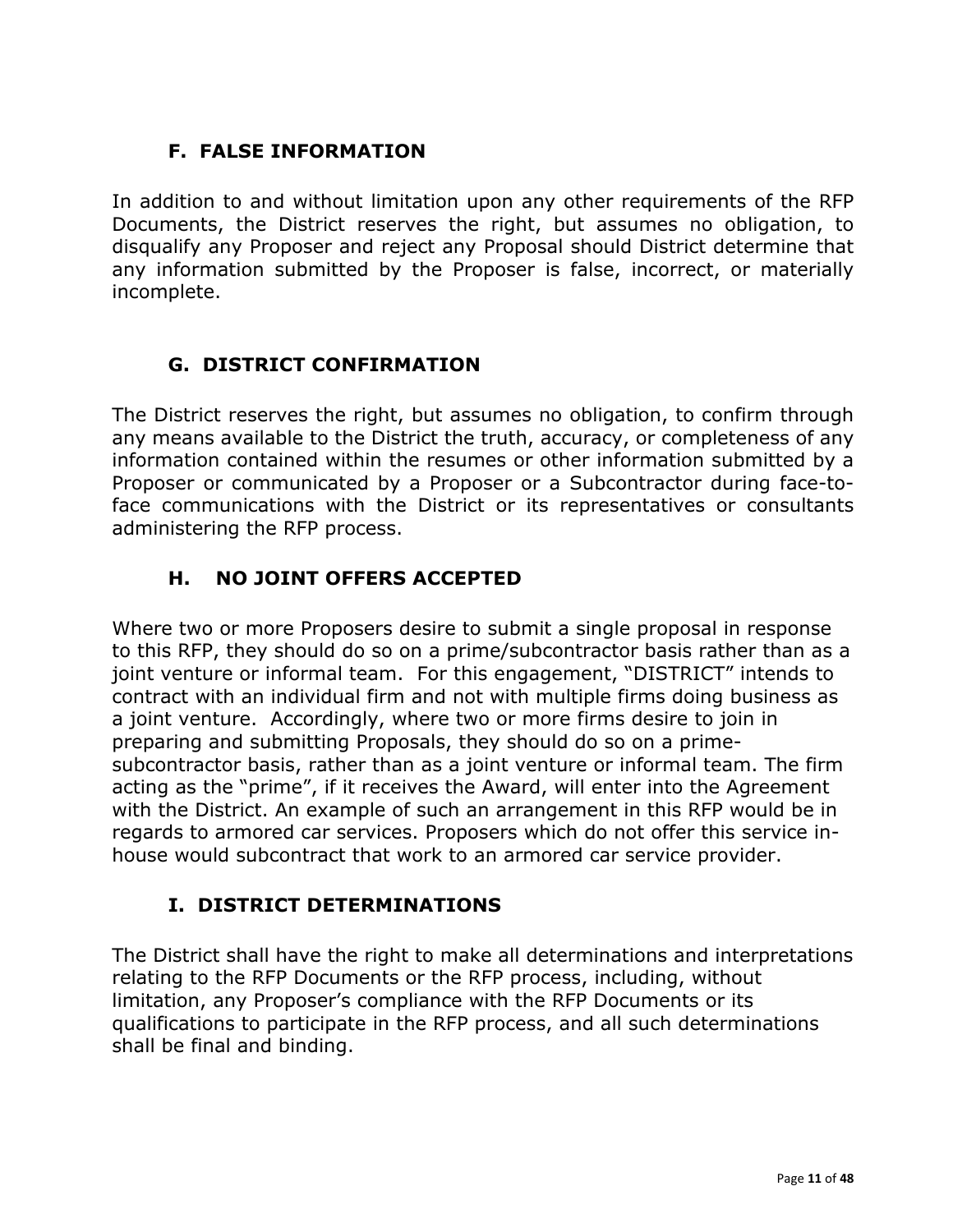### F. FALSE INFORMATION

In addition to and without limitation upon any other requirements of the RFP Documents, the District reserves the right, but assumes no obligation, to disqualify any Proposer and reject any Proposal should District determine that any information submitted by the Proposer is false, incorrect, or materially incomplete.

### G. DISTRICT CONFIRMATION

The District reserves the right, but assumes no obligation, to confirm through any means available to the District the truth, accuracy, or completeness of any information contained within the resumes or other information submitted by a Proposer or communicated by a Proposer or a Subcontractor during face-to-face communications with the District or its representatives or consultants administering the RFP process.

### H. NO JOINT OFFERS ACCEPTED

Where two or more Proposers desire to submit a single proposal in response to this RFP, they should do so on a prime/subcontractor basis rather than as a joint venture or informal team. For this engagement, "DISTRICT" intends to contract with an individual firm and not with multiple firms doing business as a joint venture. Accordingly, where two or more firms desire to join in preparing and submitting Proposals, they should do so on a prime-subcontractor basis, rather than as a joint venture or informal team. The firm acting as the "prime", if it receives the Award, will enter into the Agreement with the District. An example of such an arrangement in this RFP would be in regards to armored car services. Proposers which do not offer this service in-house would subcontract that work to an armored car service provider.

### I. DISTRICT DETERMINATIONS

The District shall have the right to make all determinations and interpretations relating to the RFP Documents or the RFP process, including, without limitation, any Proposer's compliance with the RFP Documents or its qualifications to participate in the RFP process, and all such determinations shall be final and binding.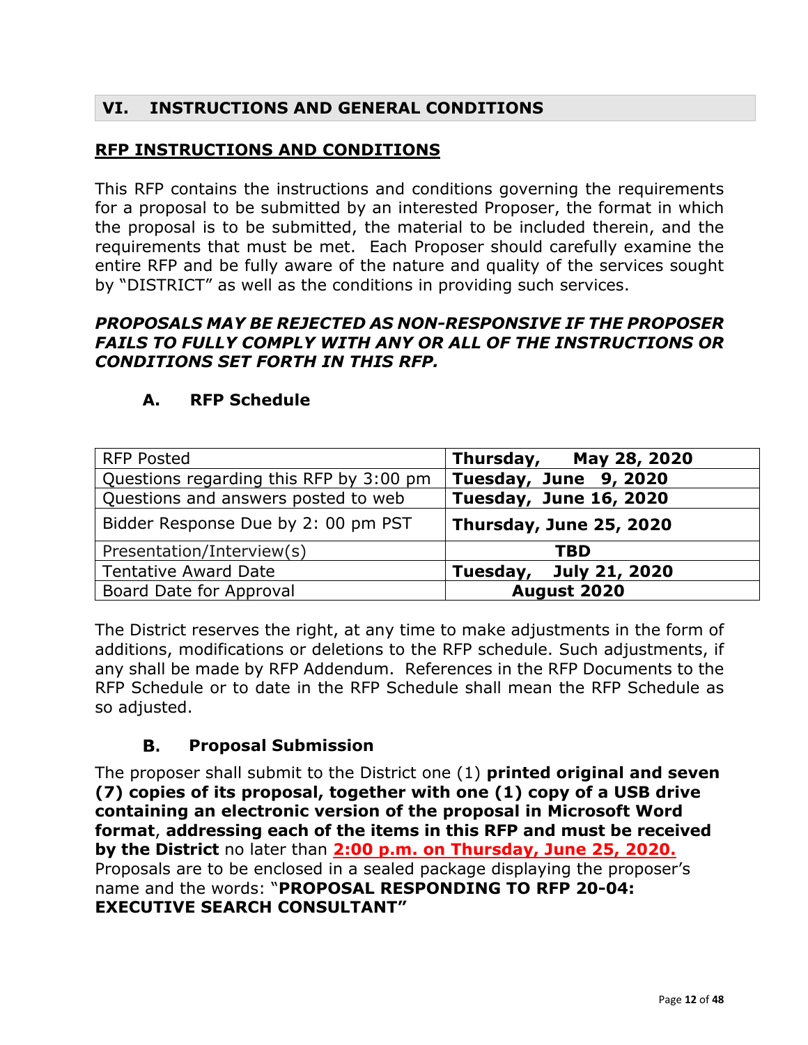## VI. INSTRUCTIONS AND GENERAL CONDITIONS

### RFP INSTRUCTIONS AND CONDITIONS

This RFP contains the instructions and conditions governing the requirements for a proposal to be submitted by an interested Proposer, the format in which the proposal is to be submitted, the material to be included therein, and the requirements that must be met. Each Proposer should carefully examine the entire RFP and be fully aware of the nature and quality of the services sought by "DISTRICT" as well as the conditions in providing such services.

***PROPOSALS MAY BE REJECTED AS NON-RESPONSIVE IF THE PROPOSER FAILS TO FULLY COMPLY WITH ANY OR ALL OF THE INSTRUCTIONS OR CONDITIONS SET FORTH IN THIS RFP.***

#### A. RFP Schedule

| RFP Posted | **Thursday, May 28, 2020** |
|---|---|
| Questions regarding this RFP by 3:00 pm | **Tuesday, June 9, 2020** |
| Questions and answers posted to web | **Tuesday, June 16, 2020** |
| Bidder Response Due by 2: 00 pm PST | **Thursday, June 25, 2020** |
| Presentation/Interview(s) | **TBD** |
| Tentative Award Date | **Tuesday, July 21, 2020** |
| Board Date for Approval | **August 2020** |

The District reserves the right, at any time to make adjustments in the form of additions, modifications or deletions to the RFP schedule. Such adjustments, if any shall be made by RFP Addendum. References in the RFP Documents to the RFP Schedule or to date in the RFP Schedule shall mean the RFP Schedule as so adjusted.

#### B. Proposal Submission

The proposer shall submit to the District one (1) **printed original and seven (7) copies of its proposal, together with one (1) copy of a USB drive containing an electronic version of the proposal in Microsoft Word format**, **addressing each of the items in this RFP and must be received by the District** no later than **2:00 p.m. on Thursday, June 25, 2020.** Proposals are to be enclosed in a sealed package displaying the proposer's name and the words: "**PROPOSAL RESPONDING TO RFP 20-04: EXECUTIVE SEARCH CONSULTANT"**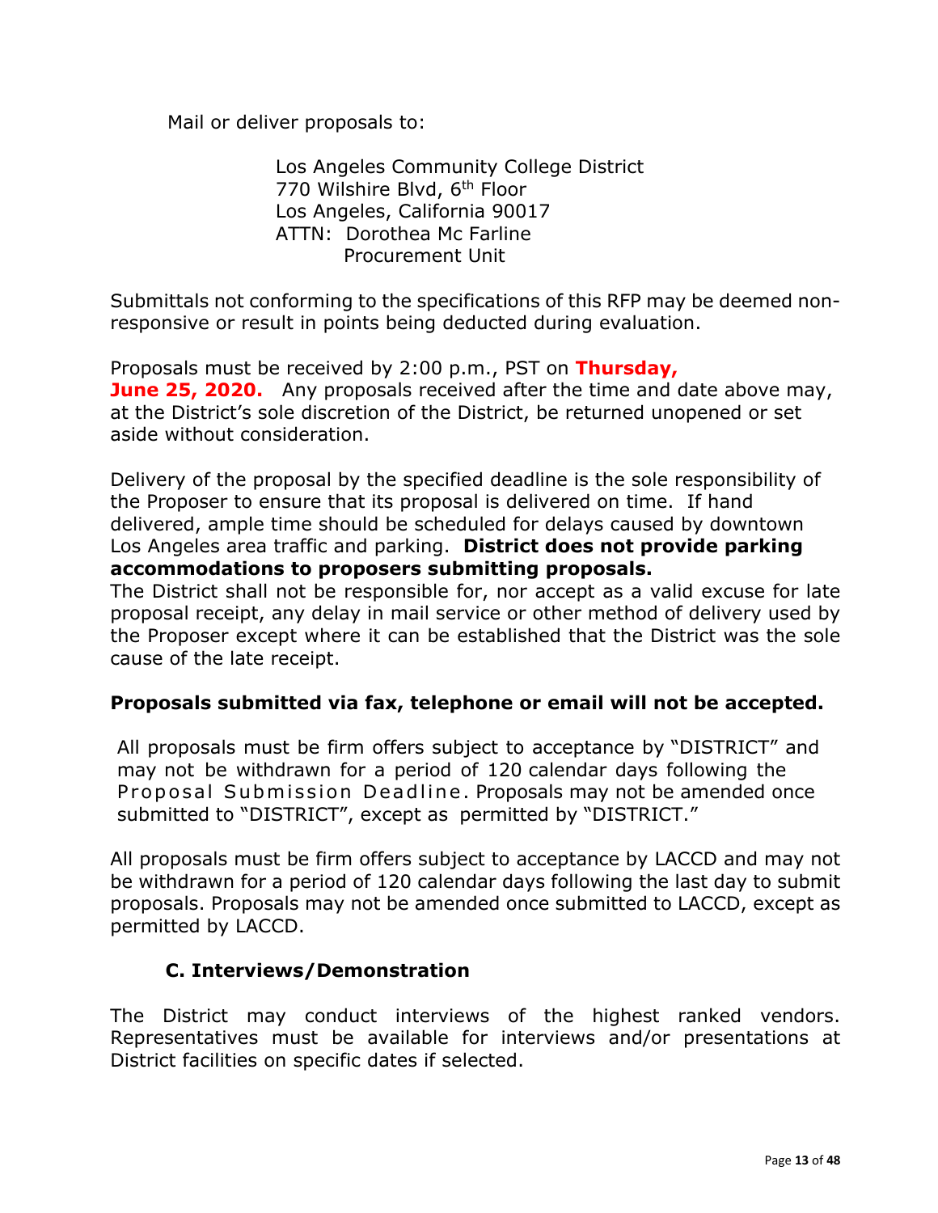Mail or deliver proposals to:

Los Angeles Community College District
770 Wilshire Blvd, 6th Floor
Los Angeles, California 90017
ATTN: Dorothea Mc Farline
Procurement Unit

Submittals not conforming to the specifications of this RFP may be deemed non-responsive or result in points being deducted during evaluation.

Proposals must be received by 2:00 p.m., PST on **Thursday, June 25, 2020.** Any proposals received after the time and date above may, at the District's sole discretion of the District, be returned unopened or set aside without consideration.

Delivery of the proposal by the specified deadline is the sole responsibility of the Proposer to ensure that its proposal is delivered on time. If hand delivered, ample time should be scheduled for delays caused by downtown Los Angeles area traffic and parking. **District does not provide parking accommodations to proposers submitting proposals.**
The District shall not be responsible for, nor accept as a valid excuse for late proposal receipt, any delay in mail service or other method of delivery used by the Proposer except where it can be established that the District was the sole cause of the late receipt.

**Proposals submitted via fax, telephone or email will not be accepted.**

All proposals must be firm offers subject to acceptance by "DISTRICT" and may not be withdrawn for a period of 120 calendar days following the Proposal Submission Deadline. Proposals may not be amended once submitted to "DISTRICT", except as permitted by "DISTRICT."

All proposals must be firm offers subject to acceptance by LACCD and may not be withdrawn for a period of 120 calendar days following the last day to submit proposals. Proposals may not be amended once submitted to LACCD, except as permitted by LACCD.

### C. Interviews/Demonstration

The District may conduct interviews of the highest ranked vendors. Representatives must be available for interviews and/or presentations at District facilities on specific dates if selected.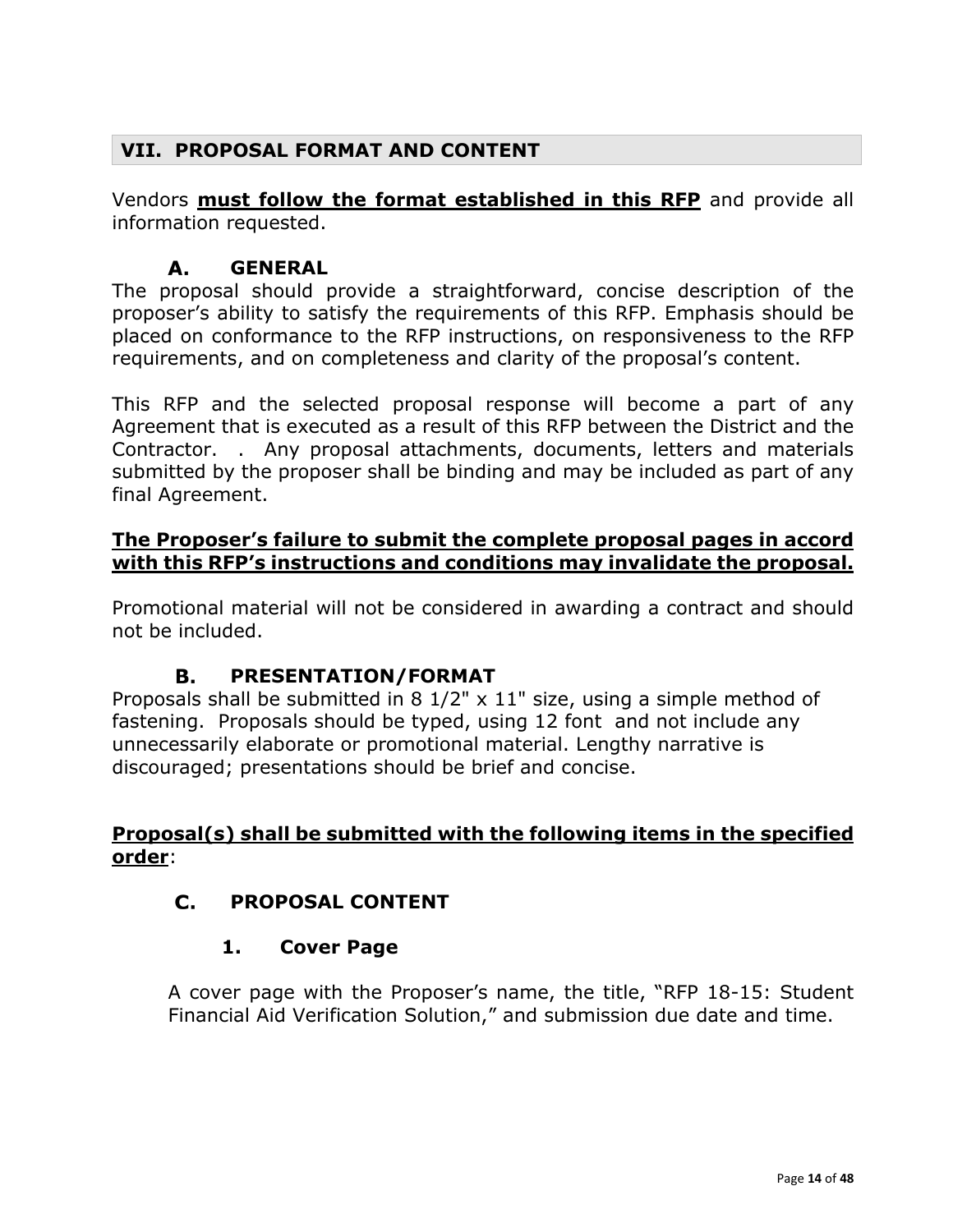## VII. PROPOSAL FORMAT AND CONTENT

Vendors <u>**must follow the format established in this RFP**</u> and provide all information requested.

### A. GENERAL

The proposal should provide a straightforward, concise description of the proposer's ability to satisfy the requirements of this RFP. Emphasis should be placed on conformance to the RFP instructions, on responsiveness to the RFP requirements, and on completeness and clarity of the proposal's content.

This RFP and the selected proposal response will become a part of any Agreement that is executed as a result of this RFP between the District and the Contractor. . Any proposal attachments, documents, letters and materials submitted by the proposer shall be binding and may be included as part of any final Agreement.

<u>**The Proposer's failure to submit the complete proposal pages in accord with this RFP's instructions and conditions may invalidate the proposal.**</u>

Promotional material will not be considered in awarding a contract and should not be included.

### B. PRESENTATION/FORMAT

Proposals shall be submitted in 8 1/2" x 11" size, using a simple method of fastening. Proposals should be typed, using 12 font and not include any unnecessarily elaborate or promotional material. Lengthy narrative is discouraged; presentations should be brief and concise.

<u>**Proposal(s) shall be submitted with the following items in the specified order**</u>:

### C. PROPOSAL CONTENT

#### 1. Cover Page

A cover page with the Proposer's name, the title, "RFP 18-15: Student Financial Aid Verification Solution," and submission due date and time.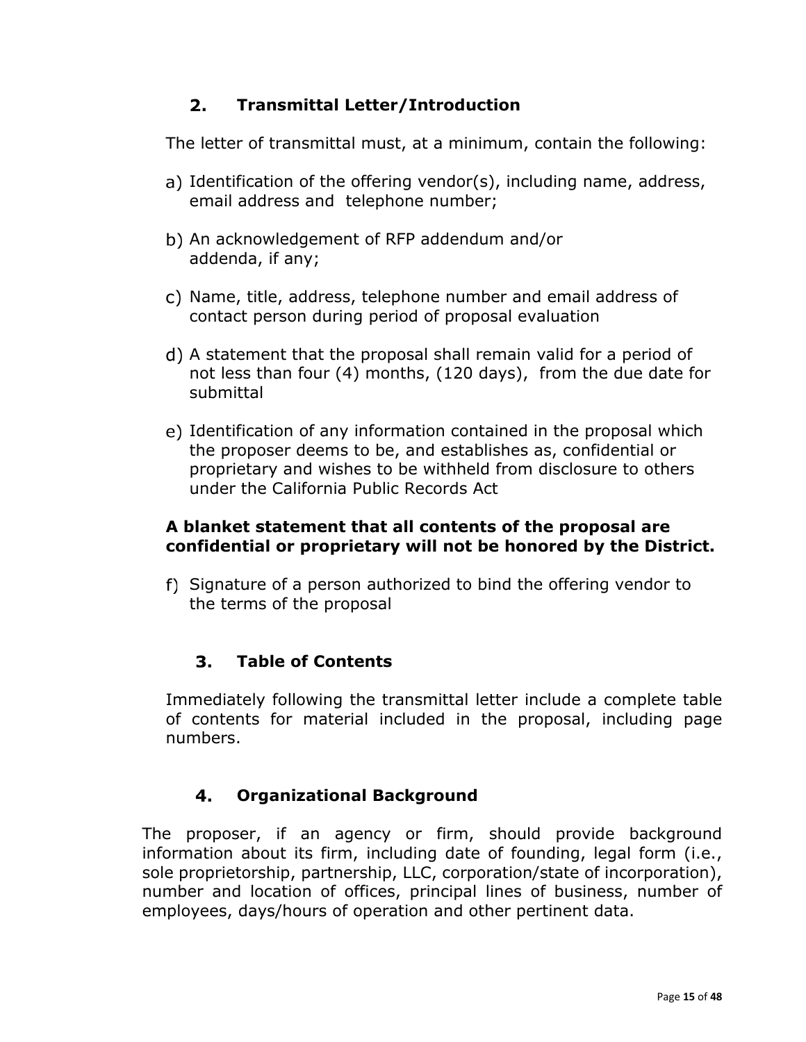## 2. Transmittal Letter/Introduction

The letter of transmittal must, at a minimum, contain the following:

a) Identification of the offering vendor(s), including name, address, email address and telephone number;

b) An acknowledgement of RFP addendum and/or addenda, if any;

c) Name, title, address, telephone number and email address of contact person during period of proposal evaluation

d) A statement that the proposal shall remain valid for a period of not less than four (4) months, (120 days), from the due date for submittal

e) Identification of any information contained in the proposal which the proposer deems to be, and establishes as, confidential or proprietary and wishes to be withheld from disclosure to others under the California Public Records Act

**A blanket statement that all contents of the proposal are confidential or proprietary will not be honored by the District.**

f) Signature of a person authorized to bind the offering vendor to the terms of the proposal

## 3. Table of Contents

Immediately following the transmittal letter include a complete table of contents for material included in the proposal, including page numbers.

## 4. Organizational Background

The proposer, if an agency or firm, should provide background information about its firm, including date of founding, legal form (i.e., sole proprietorship, partnership, LLC, corporation/state of incorporation), number and location of offices, principal lines of business, number of employees, days/hours of operation and other pertinent data.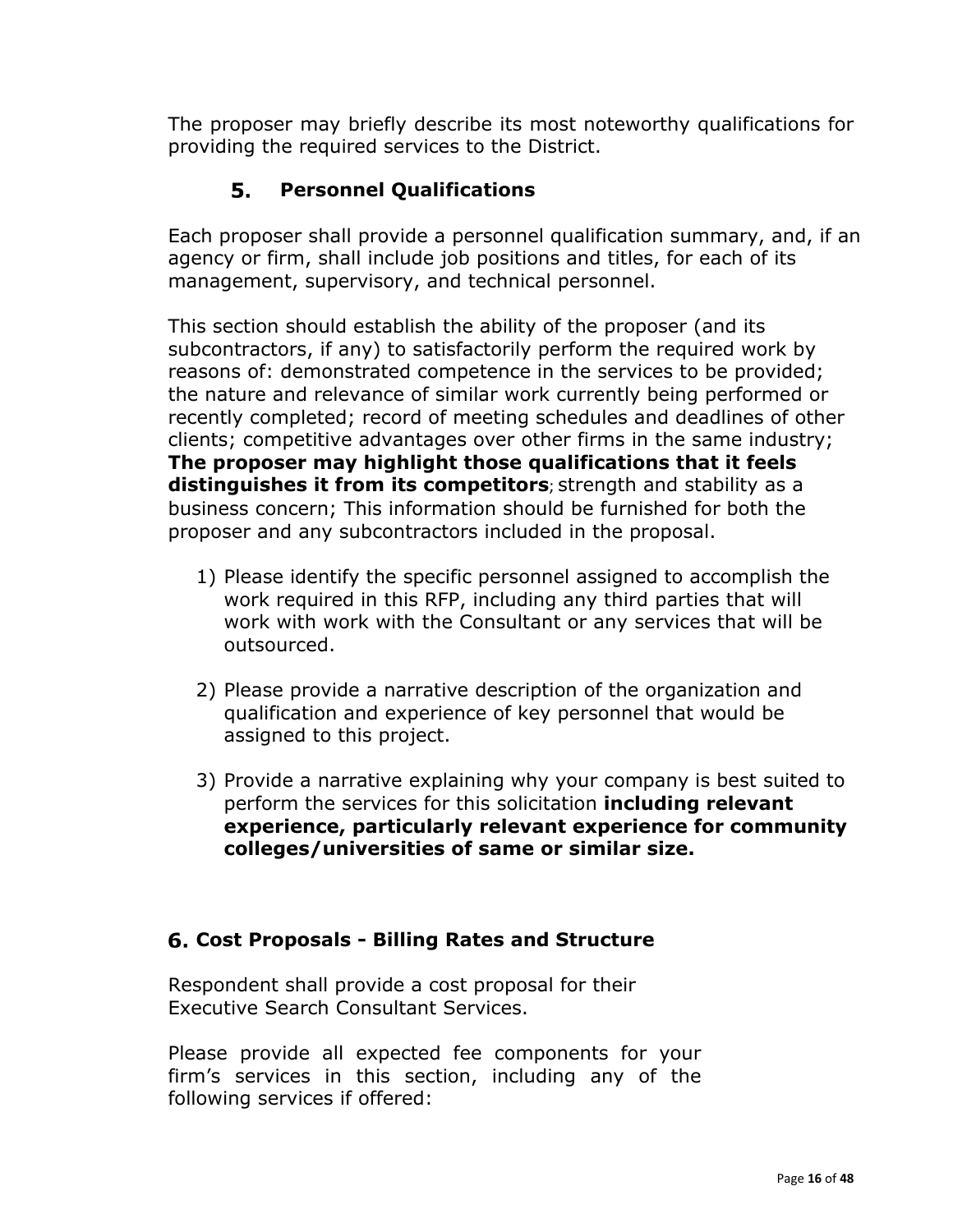The proposer may briefly describe its most noteworthy qualifications for providing the required services to the District.

## 5. Personnel Qualifications

Each proposer shall provide a personnel qualification summary, and, if an agency or firm, shall include job positions and titles, for each of its management, supervisory, and technical personnel.

This section should establish the ability of the proposer (and its subcontractors, if any) to satisfactorily perform the required work by reasons of: demonstrated competence in the services to be provided; the nature and relevance of similar work currently being performed or recently completed; record of meeting schedules and deadlines of other clients; competitive advantages over other firms in the same industry; **The proposer may highlight those qualifications that it feels distinguishes it from its competitors**; strength and stability as a business concern; This information should be furnished for both the proposer and any subcontractors included in the proposal.

1) Please identify the specific personnel assigned to accomplish the work required in this RFP, including any third parties that will work with work with the Consultant or any services that will be outsourced.

2) Please provide a narrative description of the organization and qualification and experience of key personnel that would be assigned to this project.

3) Provide a narrative explaining why your company is best suited to perform the services for this solicitation **including relevant experience, particularly relevant experience for community colleges/universities of same or similar size.**

## 6. Cost Proposals - Billing Rates and Structure

Respondent shall provide a cost proposal for their Executive Search Consultant Services.

Please provide all expected fee components for your firm's services in this section, including any of the following services if offered: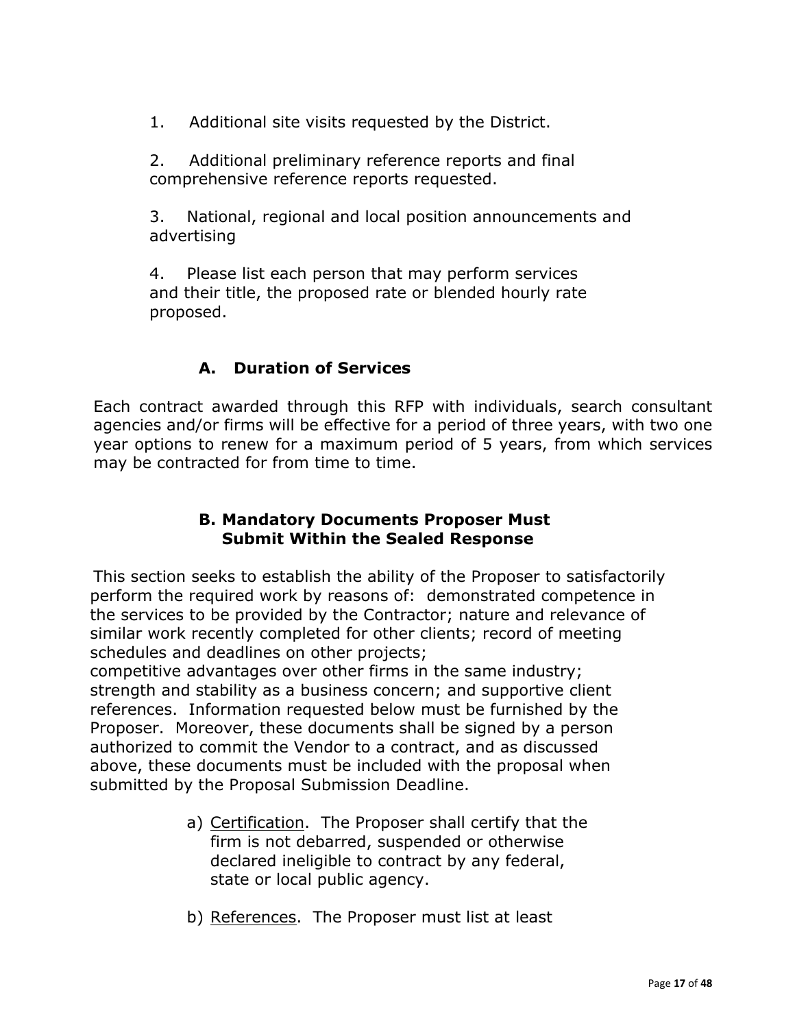1. Additional site visits requested by the District.

2. Additional preliminary reference reports and final comprehensive reference reports requested.

3. National, regional and local position announcements and advertising

4. Please list each person that may perform services and their title, the proposed rate or blended hourly rate proposed.

### A. Duration of Services

Each contract awarded through this RFP with individuals, search consultant agencies and/or firms will be effective for a period of three years, with two one year options to renew for a maximum period of 5 years, from which services may be contracted for from time to time.

### B. Mandatory Documents Proposer Must Submit Within the Sealed Response

This section seeks to establish the ability of the Proposer to satisfactorily perform the required work by reasons of: demonstrated competence in the services to be provided by the Contractor; nature and relevance of similar work recently completed for other clients; record of meeting schedules and deadlines on other projects; competitive advantages over other firms in the same industry; strength and stability as a business concern; and supportive client references. Information requested below must be furnished by the Proposer. Moreover, these documents shall be signed by a person authorized to commit the Vendor to a contract, and as discussed above, these documents must be included with the proposal when submitted by the Proposal Submission Deadline.

a) Certification. The Proposer shall certify that the firm is not debarred, suspended or otherwise declared ineligible to contract by any federal, state or local public agency.

b) References. The Proposer must list at least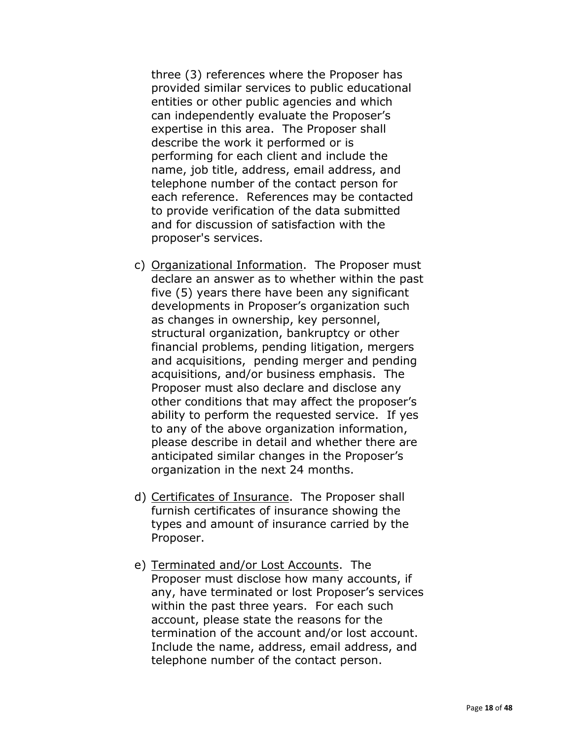three (3) references where the Proposer has provided similar services to public educational entities or other public agencies and which can independently evaluate the Proposer's expertise in this area. The Proposer shall describe the work it performed or is performing for each client and include the name, job title, address, email address, and telephone number of the contact person for each reference. References may be contacted to provide verification of the data submitted and for discussion of satisfaction with the proposer's services.

c) Organizational Information. The Proposer must declare an answer as to whether within the past five (5) years there have been any significant developments in Proposer's organization such as changes in ownership, key personnel, structural organization, bankruptcy or other financial problems, pending litigation, mergers and acquisitions, pending merger and pending acquisitions, and/or business emphasis. The Proposer must also declare and disclose any other conditions that may affect the proposer's ability to perform the requested service. If yes to any of the above organization information, please describe in detail and whether there are anticipated similar changes in the Proposer's organization in the next 24 months.

d) Certificates of Insurance. The Proposer shall furnish certificates of insurance showing the types and amount of insurance carried by the Proposer.

e) Terminated and/or Lost Accounts. The Proposer must disclose how many accounts, if any, have terminated or lost Proposer's services within the past three years. For each such account, please state the reasons for the termination of the account and/or lost account. Include the name, address, email address, and telephone number of the contact person.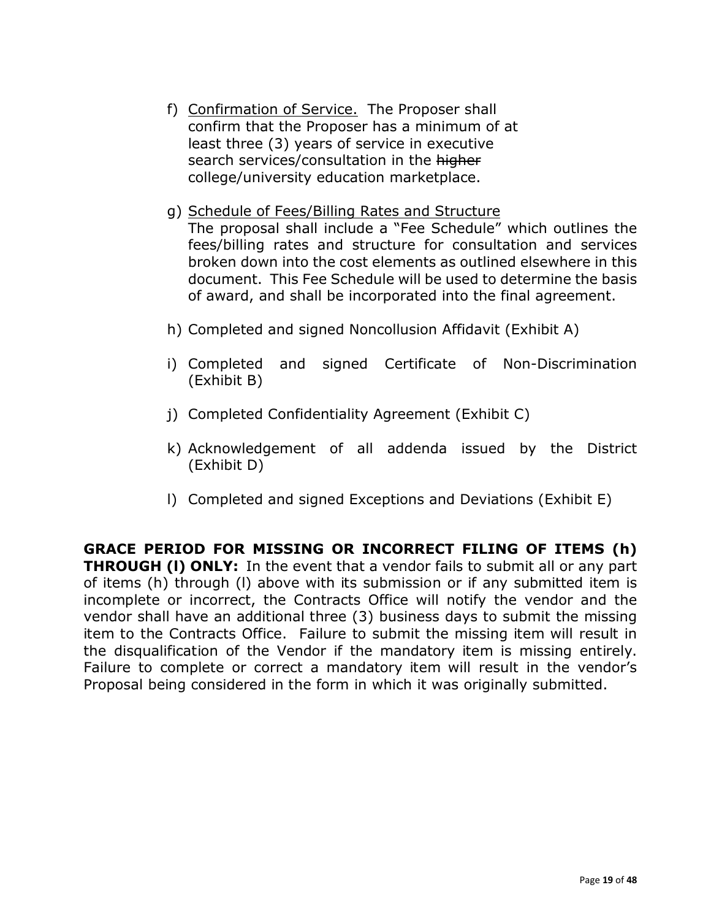f) Confirmation of Service. The Proposer shall confirm that the Proposer has a minimum of at least three (3) years of service in executive search services/consultation in the ~~higher~~ college/university education marketplace.

g) Schedule of Fees/Billing Rates and Structure
   The proposal shall include a "Fee Schedule" which outlines the fees/billing rates and structure for consultation and services broken down into the cost elements as outlined elsewhere in this document. This Fee Schedule will be used to determine the basis of award, and shall be incorporated into the final agreement.

h) Completed and signed Noncollusion Affidavit (Exhibit A)

i) Completed and signed Certificate of Non-Discrimination (Exhibit B)

j) Completed Confidentiality Agreement (Exhibit C)

k) Acknowledgement of all addenda issued by the District (Exhibit D)

l) Completed and signed Exceptions and Deviations (Exhibit E)

**GRACE PERIOD FOR MISSING OR INCORRECT FILING OF ITEMS (h) THROUGH (l) ONLY:** In the event that a vendor fails to submit all or any part of items (h) through (l) above with its submission or if any submitted item is incomplete or incorrect, the Contracts Office will notify the vendor and the vendor shall have an additional three (3) business days to submit the missing item to the Contracts Office. Failure to submit the missing item will result in the disqualification of the Vendor if the mandatory item is missing entirely. Failure to complete or correct a mandatory item will result in the vendor's Proposal being considered in the form in which it was originally submitted.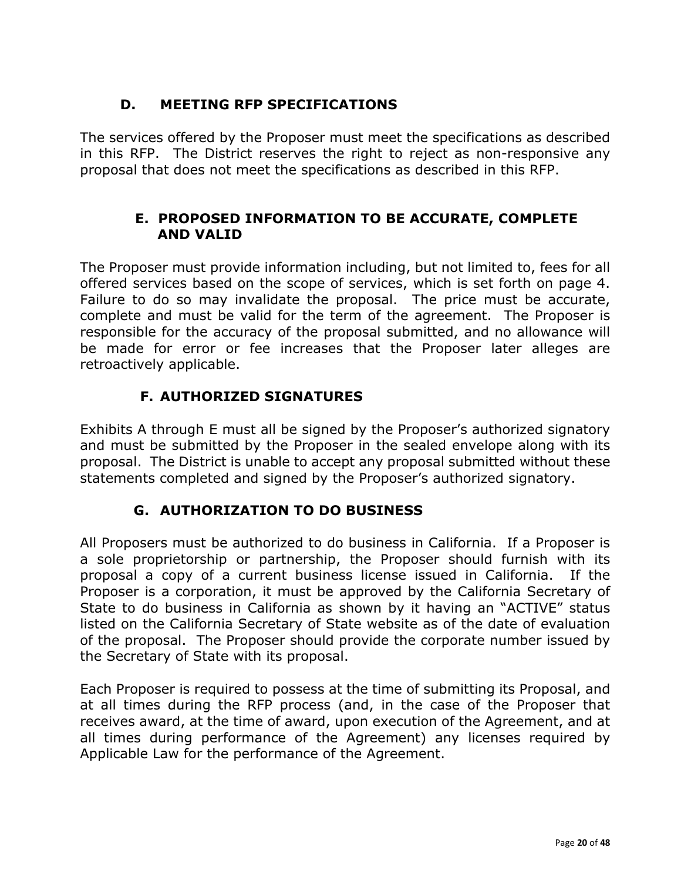### D. MEETING RFP SPECIFICATIONS

The services offered by the Proposer must meet the specifications as described in this RFP. The District reserves the right to reject as non-responsive any proposal that does not meet the specifications as described in this RFP.

### E. PROPOSED INFORMATION TO BE ACCURATE, COMPLETE AND VALID

The Proposer must provide information including, but not limited to, fees for all offered services based on the scope of services, which is set forth on page 4. Failure to do so may invalidate the proposal. The price must be accurate, complete and must be valid for the term of the agreement. The Proposer is responsible for the accuracy of the proposal submitted, and no allowance will be made for error or fee increases that the Proposer later alleges are retroactively applicable.

### F. AUTHORIZED SIGNATURES

Exhibits A through E must all be signed by the Proposer's authorized signatory and must be submitted by the Proposer in the sealed envelope along with its proposal. The District is unable to accept any proposal submitted without these statements completed and signed by the Proposer's authorized signatory.

### G. AUTHORIZATION TO DO BUSINESS

All Proposers must be authorized to do business in California. If a Proposer is a sole proprietorship or partnership, the Proposer should furnish with its proposal a copy of a current business license issued in California. If the Proposer is a corporation, it must be approved by the California Secretary of State to do business in California as shown by it having an "ACTIVE" status listed on the California Secretary of State website as of the date of evaluation of the proposal. The Proposer should provide the corporate number issued by the Secretary of State with its proposal.

Each Proposer is required to possess at the time of submitting its Proposal, and at all times during the RFP process (and, in the case of the Proposer that receives award, at the time of award, upon execution of the Agreement, and at all times during performance of the Agreement) any licenses required by Applicable Law for the performance of the Agreement.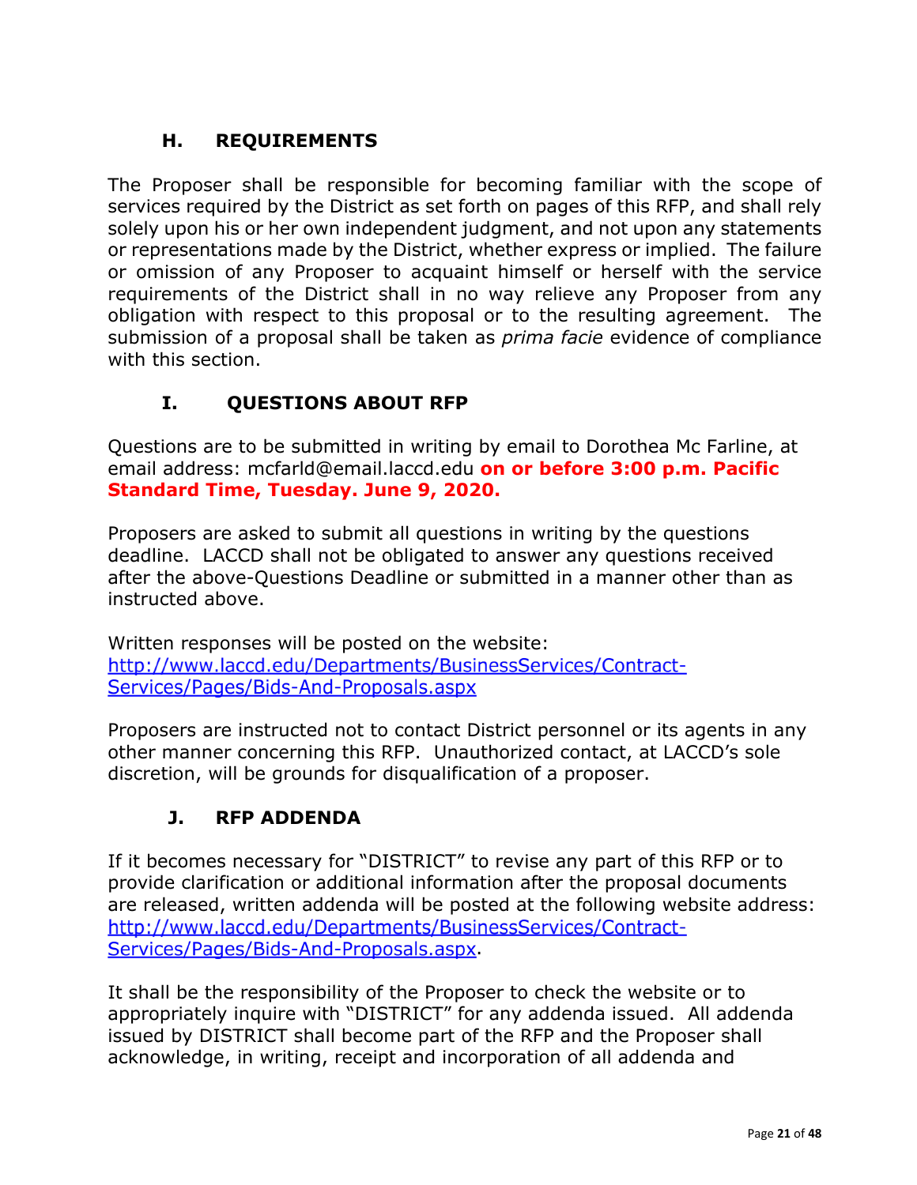## H. REQUIREMENTS

The Proposer shall be responsible for becoming familiar with the scope of services required by the District as set forth on pages of this RFP, and shall rely solely upon his or her own independent judgment, and not upon any statements or representations made by the District, whether express or implied. The failure or omission of any Proposer to acquaint himself or herself with the service requirements of the District shall in no way relieve any Proposer from any obligation with respect to this proposal or to the resulting agreement. The submission of a proposal shall be taken as *prima facie* evidence of compliance with this section.

## I. QUESTIONS ABOUT RFP

Questions are to be submitted in writing by email to Dorothea Mc Farline, at email address: mcfarld@email.laccd.edu **on or before 3:00 p.m. Pacific Standard Time, Tuesday. June 9, 2020.**

Proposers are asked to submit all questions in writing by the questions deadline. LACCD shall not be obligated to answer any questions received after the above-Questions Deadline or submitted in a manner other than as instructed above.

Written responses will be posted on the website: [http://www.laccd.edu/Departments/BusinessServices/Contract-Services/Pages/Bids-And-Proposals.aspx](http://www.laccd.edu/Departments/BusinessServices/Contract-Services/Pages/Bids-And-Proposals.aspx)

Proposers are instructed not to contact District personnel or its agents in any other manner concerning this RFP. Unauthorized contact, at LACCD's sole discretion, will be grounds for disqualification of a proposer.

## J. RFP ADDENDA

If it becomes necessary for "DISTRICT" to revise any part of this RFP or to provide clarification or additional information after the proposal documents are released, written addenda will be posted at the following website address: [http://www.laccd.edu/Departments/BusinessServices/Contract-Services/Pages/Bids-And-Proposals.aspx](http://www.laccd.edu/Departments/BusinessServices/Contract-Services/Pages/Bids-And-Proposals.aspx).

It shall be the responsibility of the Proposer to check the website or to appropriately inquire with "DISTRICT" for any addenda issued. All addenda issued by DISTRICT shall become part of the RFP and the Proposer shall acknowledge, in writing, receipt and incorporation of all addenda and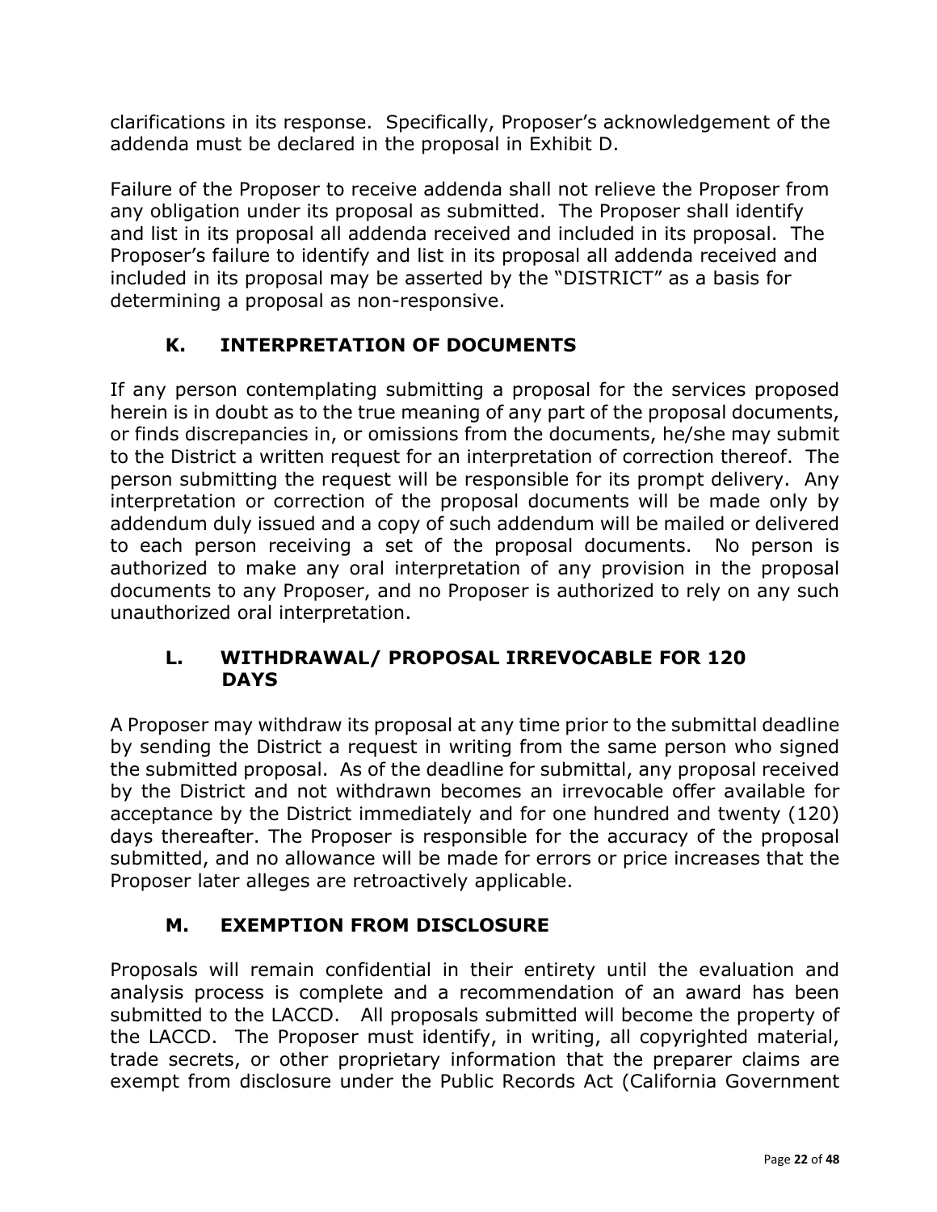clarifications in its response. Specifically, Proposer's acknowledgement of the addenda must be declared in the proposal in Exhibit D.

Failure of the Proposer to receive addenda shall not relieve the Proposer from any obligation under its proposal as submitted. The Proposer shall identify and list in its proposal all addenda received and included in its proposal. The Proposer's failure to identify and list in its proposal all addenda received and included in its proposal may be asserted by the "DISTRICT" as a basis for determining a proposal as non-responsive.

### K. INTERPRETATION OF DOCUMENTS

If any person contemplating submitting a proposal for the services proposed herein is in doubt as to the true meaning of any part of the proposal documents, or finds discrepancies in, or omissions from the documents, he/she may submit to the District a written request for an interpretation of correction thereof. The person submitting the request will be responsible for its prompt delivery. Any interpretation or correction of the proposal documents will be made only by addendum duly issued and a copy of such addendum will be mailed or delivered to each person receiving a set of the proposal documents. No person is authorized to make any oral interpretation of any provision in the proposal documents to any Proposer, and no Proposer is authorized to rely on any such unauthorized oral interpretation.

### L. WITHDRAWAL/ PROPOSAL IRREVOCABLE FOR 120 DAYS

A Proposer may withdraw its proposal at any time prior to the submittal deadline by sending the District a request in writing from the same person who signed the submitted proposal. As of the deadline for submittal, any proposal received by the District and not withdrawn becomes an irrevocable offer available for acceptance by the District immediately and for one hundred and twenty (120) days thereafter. The Proposer is responsible for the accuracy of the proposal submitted, and no allowance will be made for errors or price increases that the Proposer later alleges are retroactively applicable.

### M. EXEMPTION FROM DISCLOSURE

Proposals will remain confidential in their entirety until the evaluation and analysis process is complete and a recommendation of an award has been submitted to the LACCD. All proposals submitted will become the property of the LACCD. The Proposer must identify, in writing, all copyrighted material, trade secrets, or other proprietary information that the preparer claims are exempt from disclosure under the Public Records Act (California Government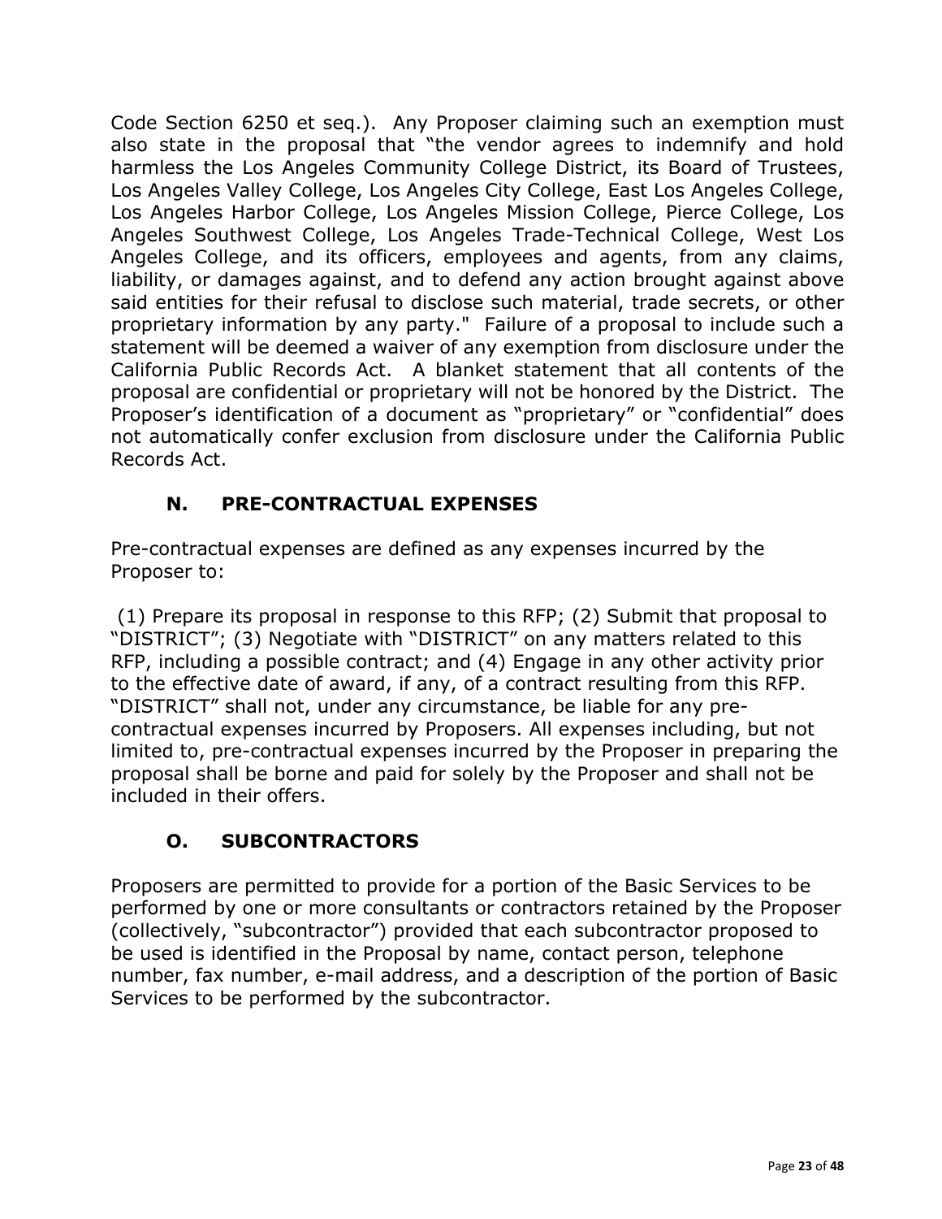Code Section 6250 et seq.). Any Proposer claiming such an exemption must also state in the proposal that "the vendor agrees to indemnify and hold harmless the Los Angeles Community College District, its Board of Trustees, Los Angeles Valley College, Los Angeles City College, East Los Angeles College, Los Angeles Harbor College, Los Angeles Mission College, Pierce College, Los Angeles Southwest College, Los Angeles Trade-Technical College, West Los Angeles College, and its officers, employees and agents, from any claims, liability, or damages against, and to defend any action brought against above said entities for their refusal to disclose such material, trade secrets, or other proprietary information by any party." Failure of a proposal to include such a statement will be deemed a waiver of any exemption from disclosure under the California Public Records Act. A blanket statement that all contents of the proposal are confidential or proprietary will not be honored by the District. The Proposer's identification of a document as "proprietary" or "confidential" does not automatically confer exclusion from disclosure under the California Public Records Act.

### N. PRE-CONTRACTUAL EXPENSES

Pre-contractual expenses are defined as any expenses incurred by the Proposer to:

(1) Prepare its proposal in response to this RFP; (2) Submit that proposal to "DISTRICT"; (3) Negotiate with "DISTRICT" on any matters related to this RFP, including a possible contract; and (4) Engage in any other activity prior to the effective date of award, if any, of a contract resulting from this RFP. "DISTRICT" shall not, under any circumstance, be liable for any pre-contractual expenses incurred by Proposers. All expenses including, but not limited to, pre-contractual expenses incurred by the Proposer in preparing the proposal shall be borne and paid for solely by the Proposer and shall not be included in their offers.

### O. SUBCONTRACTORS

Proposers are permitted to provide for a portion of the Basic Services to be performed by one or more consultants or contractors retained by the Proposer (collectively, "subcontractor") provided that each subcontractor proposed to be used is identified in the Proposal by name, contact person, telephone number, fax number, e-mail address, and a description of the portion of Basic Services to be performed by the subcontractor.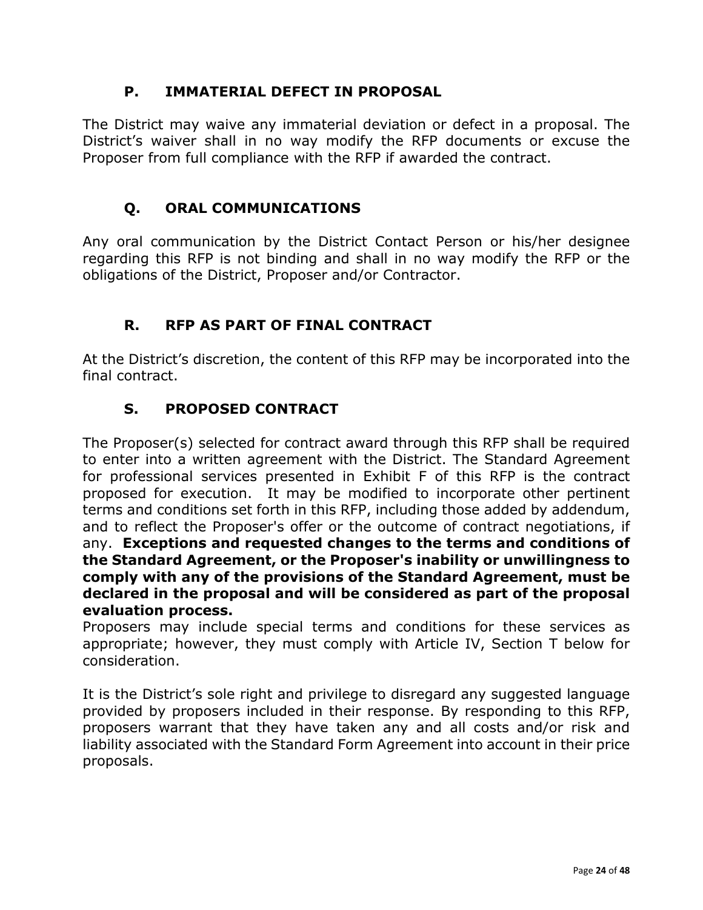### P. IMMATERIAL DEFECT IN PROPOSAL

The District may waive any immaterial deviation or defect in a proposal. The District's waiver shall in no way modify the RFP documents or excuse the Proposer from full compliance with the RFP if awarded the contract.

### Q. ORAL COMMUNICATIONS

Any oral communication by the District Contact Person or his/her designee regarding this RFP is not binding and shall in no way modify the RFP or the obligations of the District, Proposer and/or Contractor.

### R. RFP AS PART OF FINAL CONTRACT

At the District's discretion, the content of this RFP may be incorporated into the final contract.

### S. PROPOSED CONTRACT

The Proposer(s) selected for contract award through this RFP shall be required to enter into a written agreement with the District. The Standard Agreement for professional services presented in Exhibit F of this RFP is the contract proposed for execution. It may be modified to incorporate other pertinent terms and conditions set forth in this RFP, including those added by addendum, and to reflect the Proposer's offer or the outcome of contract negotiations, if any. **Exceptions and requested changes to the terms and conditions of the Standard Agreement, or the Proposer's inability or unwillingness to comply with any of the provisions of the Standard Agreement, must be declared in the proposal and will be considered as part of the proposal evaluation process.**
Proposers may include special terms and conditions for these services as appropriate; however, they must comply with Article IV, Section T below for consideration.

It is the District's sole right and privilege to disregard any suggested language provided by proposers included in their response. By responding to this RFP, proposers warrant that they have taken any and all costs and/or risk and liability associated with the Standard Form Agreement into account in their price proposals.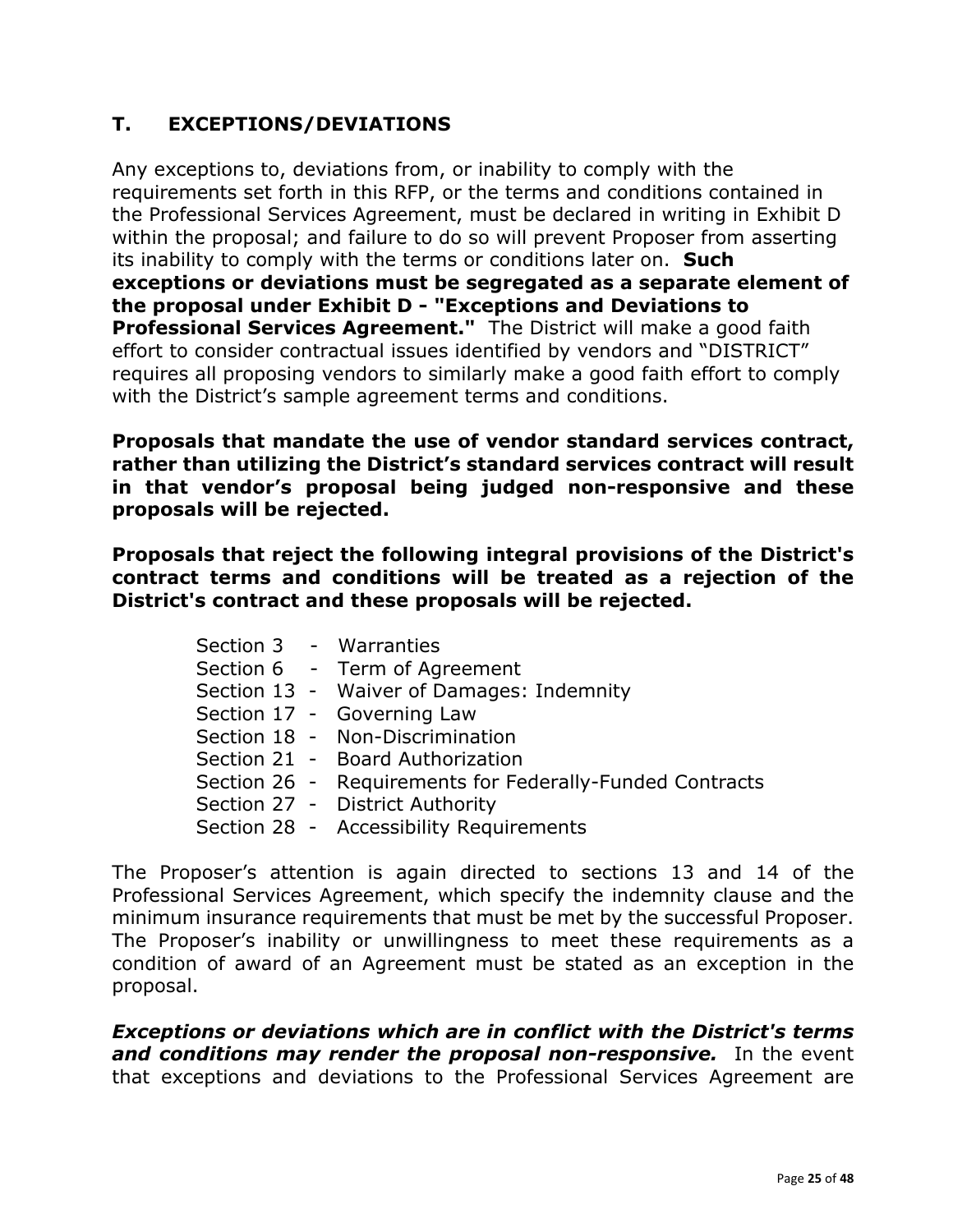## T. EXCEPTIONS/DEVIATIONS

Any exceptions to, deviations from, or inability to comply with the requirements set forth in this RFP, or the terms and conditions contained in the Professional Services Agreement, must be declared in writing in Exhibit D within the proposal; and failure to do so will prevent Proposer from asserting its inability to comply with the terms or conditions later on. **Such exceptions or deviations must be segregated as a separate element of the proposal under Exhibit D - "Exceptions and Deviations to Professional Services Agreement."** The District will make a good faith effort to consider contractual issues identified by vendors and "DISTRICT" requires all proposing vendors to similarly make a good faith effort to comply with the District's sample agreement terms and conditions.

**Proposals that mandate the use of vendor standard services contract, rather than utilizing the District's standard services contract will result in that vendor's proposal being judged non-responsive and these proposals will be rejected.**

**Proposals that reject the following integral provisions of the District's contract terms and conditions will be treated as a rejection of the District's contract and these proposals will be rejected.**

- Section 3 - Warranties
- Section 6 - Term of Agreement
- Section 13 - Waiver of Damages: Indemnity
- Section 17 - Governing Law
- Section 18 - Non-Discrimination
- Section 21 - Board Authorization
- Section 26 - Requirements for Federally-Funded Contracts
- Section 27 - District Authority
- Section 28 - Accessibility Requirements

The Proposer's attention is again directed to sections 13 and 14 of the Professional Services Agreement, which specify the indemnity clause and the minimum insurance requirements that must be met by the successful Proposer. The Proposer's inability or unwillingness to meet these requirements as a condition of award of an Agreement must be stated as an exception in the proposal.

***Exceptions or deviations which are in conflict with the District's terms and conditions may render the proposal non-responsive.*** In the event that exceptions and deviations to the Professional Services Agreement are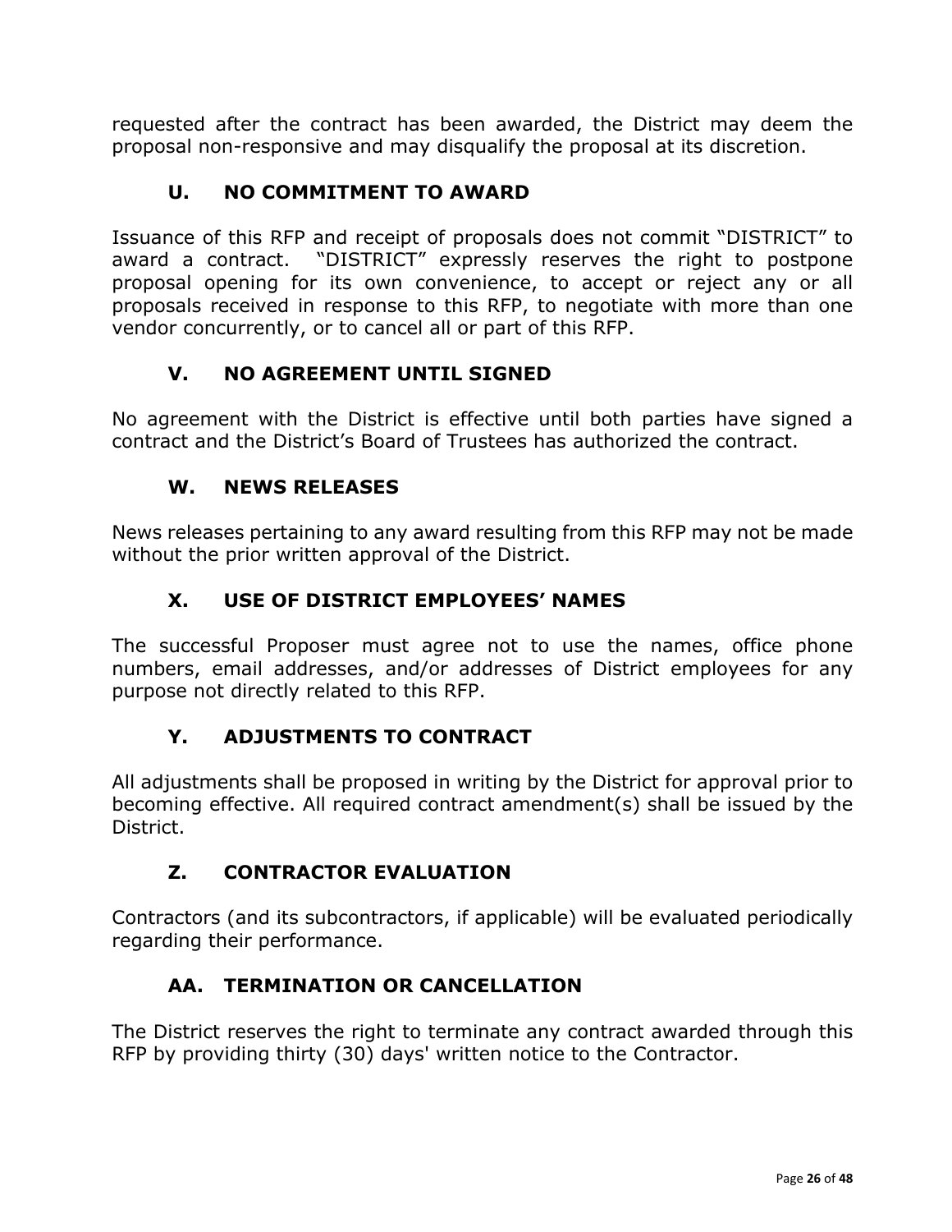requested after the contract has been awarded, the District may deem the proposal non-responsive and may disqualify the proposal at its discretion.

### U. NO COMMITMENT TO AWARD

Issuance of this RFP and receipt of proposals does not commit "DISTRICT" to award a contract. "DISTRICT" expressly reserves the right to postpone proposal opening for its own convenience, to accept or reject any or all proposals received in response to this RFP, to negotiate with more than one vendor concurrently, or to cancel all or part of this RFP.

### V. NO AGREEMENT UNTIL SIGNED

No agreement with the District is effective until both parties have signed a contract and the District's Board of Trustees has authorized the contract.

### W. NEWS RELEASES

News releases pertaining to any award resulting from this RFP may not be made without the prior written approval of the District.

### X. USE OF DISTRICT EMPLOYEES' NAMES

The successful Proposer must agree not to use the names, office phone numbers, email addresses, and/or addresses of District employees for any purpose not directly related to this RFP.

### Y. ADJUSTMENTS TO CONTRACT

All adjustments shall be proposed in writing by the District for approval prior to becoming effective. All required contract amendment(s) shall be issued by the District.

### Z. CONTRACTOR EVALUATION

Contractors (and its subcontractors, if applicable) will be evaluated periodically regarding their performance.

### AA. TERMINATION OR CANCELLATION

The District reserves the right to terminate any contract awarded through this RFP by providing thirty (30) days' written notice to the Contractor.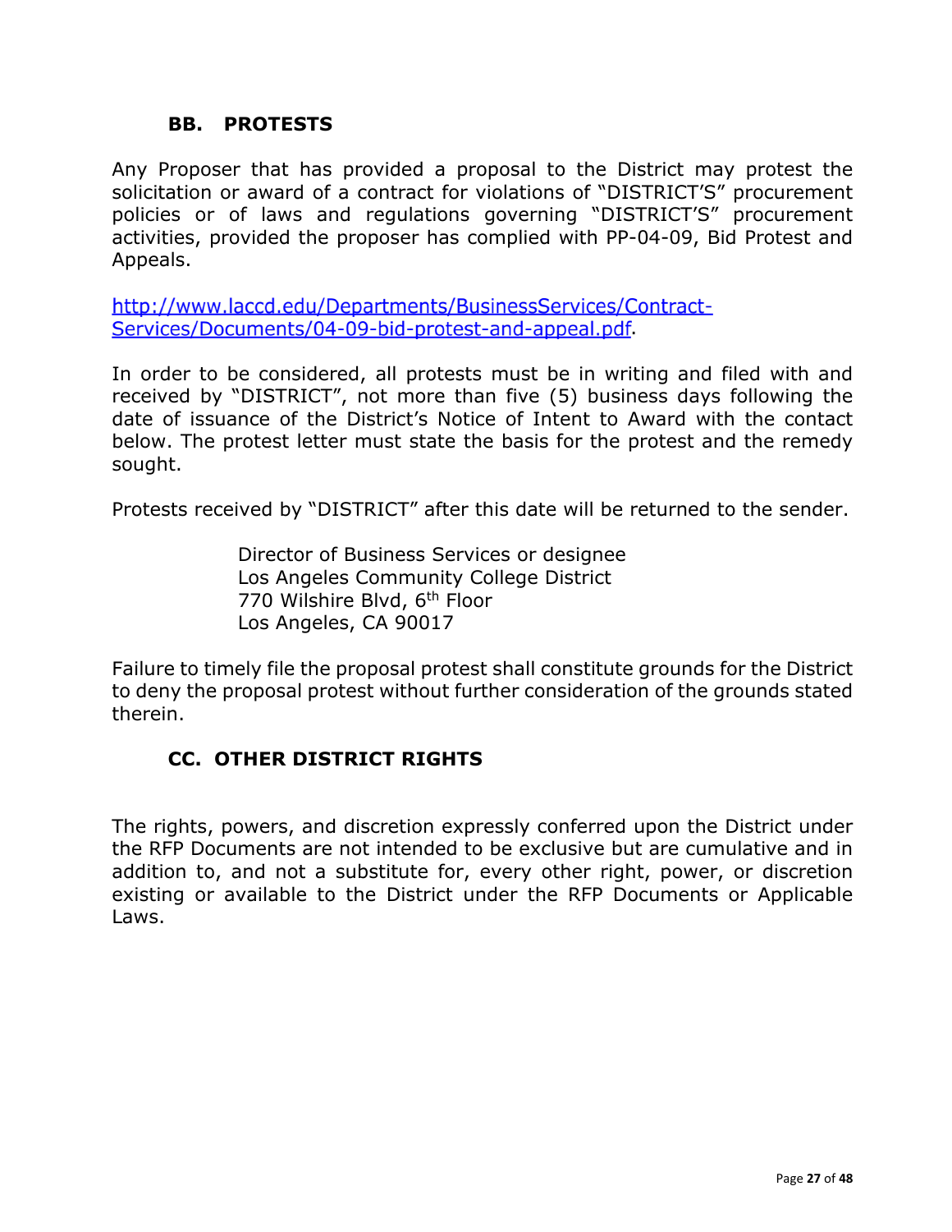## BB. PROTESTS

Any Proposer that has provided a proposal to the District may protest the solicitation or award of a contract for violations of "DISTRICT'S" procurement policies or of laws and regulations governing "DISTRICT'S" procurement activities, provided the proposer has complied with PP-04-09, Bid Protest and Appeals.

[http://www.laccd.edu/Departments/BusinessServices/Contract-Services/Documents/04-09-bid-protest-and-appeal.pdf](http://www.laccd.edu/Departments/BusinessServices/Contract-Services/Documents/04-09-bid-protest-and-appeal.pdf).

In order to be considered, all protests must be in writing and filed with and received by "DISTRICT", not more than five (5) business days following the date of issuance of the District's Notice of Intent to Award with the contact below. The protest letter must state the basis for the protest and the remedy sought.

Protests received by "DISTRICT" after this date will be returned to the sender.

Director of Business Services or designee
Los Angeles Community College District
770 Wilshire Blvd, 6th Floor
Los Angeles, CA 90017

Failure to timely file the proposal protest shall constitute grounds for the District to deny the proposal protest without further consideration of the grounds stated therein.

## CC. OTHER DISTRICT RIGHTS

The rights, powers, and discretion expressly conferred upon the District under the RFP Documents are not intended to be exclusive but are cumulative and in addition to, and not a substitute for, every other right, power, or discretion existing or available to the District under the RFP Documents or Applicable Laws.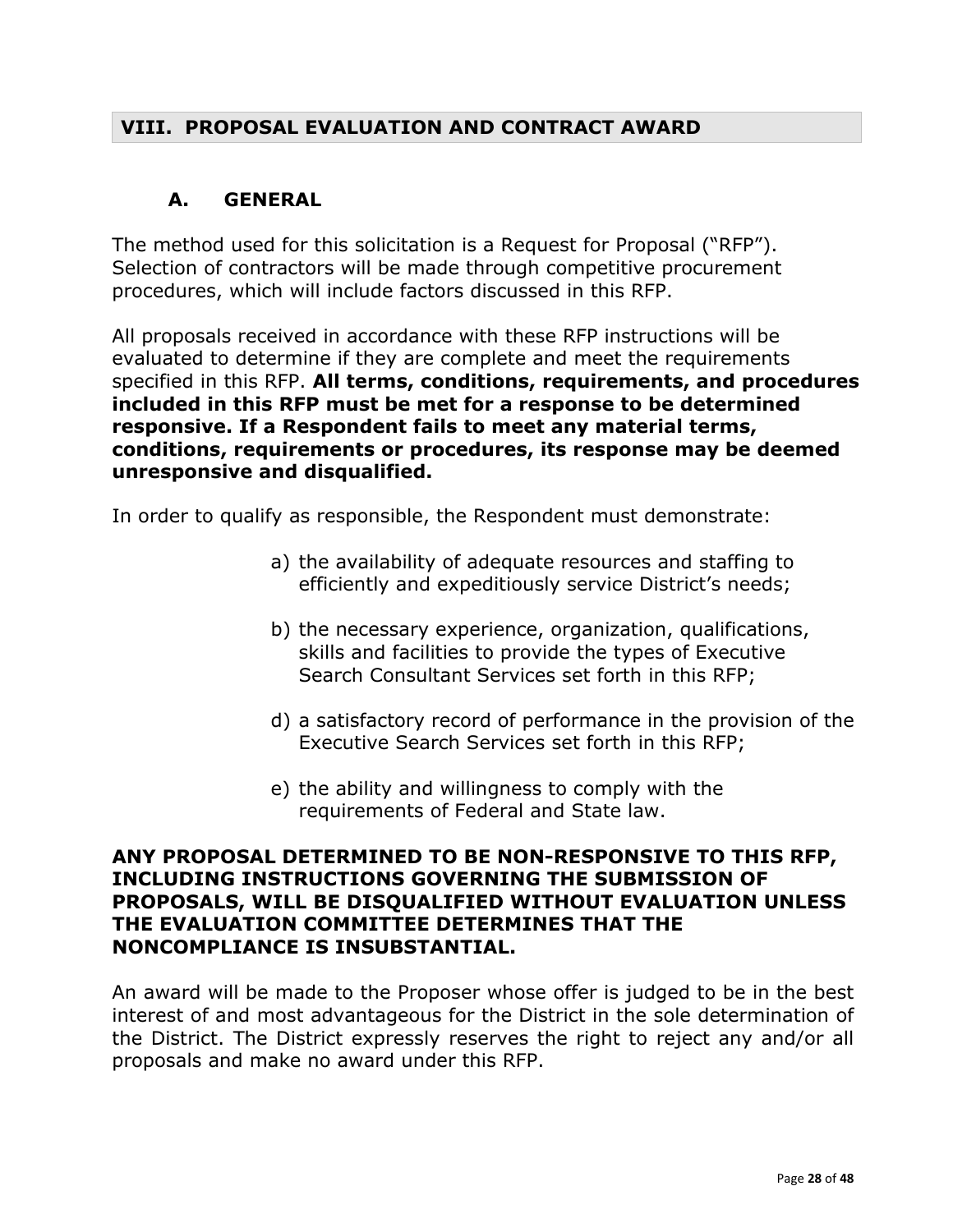## VIII. PROPOSAL EVALUATION AND CONTRACT AWARD

### A. GENERAL

The method used for this solicitation is a Request for Proposal ("RFP"). Selection of contractors will be made through competitive procurement procedures, which will include factors discussed in this RFP.

All proposals received in accordance with these RFP instructions will be evaluated to determine if they are complete and meet the requirements specified in this RFP. **All terms, conditions, requirements, and procedures included in this RFP must be met for a response to be determined responsive. If a Respondent fails to meet any material terms, conditions, requirements or procedures, its response may be deemed unresponsive and disqualified.**

In order to qualify as responsible, the Respondent must demonstrate:

a) the availability of adequate resources and staffing to efficiently and expeditiously service District's needs;

b) the necessary experience, organization, qualifications, skills and facilities to provide the types of Executive Search Consultant Services set forth in this RFP;

d) a satisfactory record of performance in the provision of the Executive Search Services set forth in this RFP;

e) the ability and willingness to comply with the requirements of Federal and State law.

**ANY PROPOSAL DETERMINED TO BE NON-RESPONSIVE TO THIS RFP, INCLUDING INSTRUCTIONS GOVERNING THE SUBMISSION OF PROPOSALS, WILL BE DISQUALIFIED WITHOUT EVALUATION UNLESS THE EVALUATION COMMITTEE DETERMINES THAT THE NONCOMPLIANCE IS INSUBSTANTIAL.**

An award will be made to the Proposer whose offer is judged to be in the best interest of and most advantageous for the District in the sole determination of the District. The District expressly reserves the right to reject any and/or all proposals and make no award under this RFP.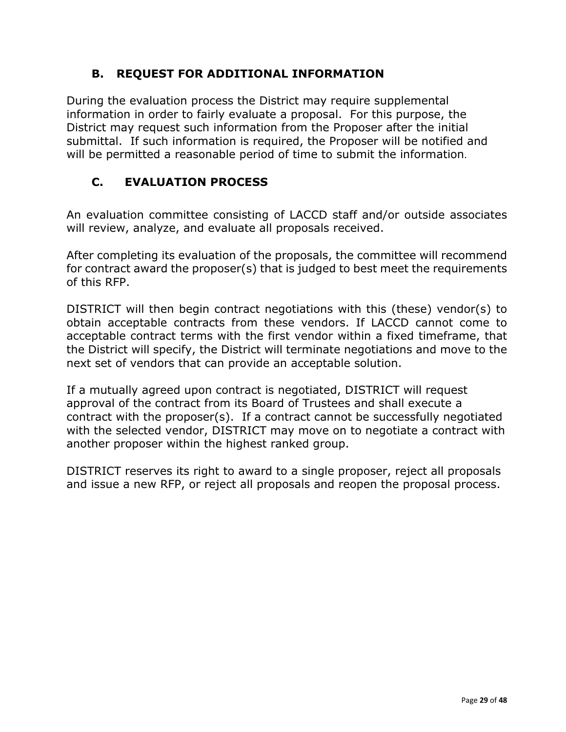### B. REQUEST FOR ADDITIONAL INFORMATION

During the evaluation process the District may require supplemental information in order to fairly evaluate a proposal. For this purpose, the District may request such information from the Proposer after the initial submittal. If such information is required, the Proposer will be notified and will be permitted a reasonable period of time to submit the information.

### C. EVALUATION PROCESS

An evaluation committee consisting of LACCD staff and/or outside associates will review, analyze, and evaluate all proposals received.

After completing its evaluation of the proposals, the committee will recommend for contract award the proposer(s) that is judged to best meet the requirements of this RFP.

DISTRICT will then begin contract negotiations with this (these) vendor(s) to obtain acceptable contracts from these vendors. If LACCD cannot come to acceptable contract terms with the first vendor within a fixed timeframe, that the District will specify, the District will terminate negotiations and move to the next set of vendors that can provide an acceptable solution.

If a mutually agreed upon contract is negotiated, DISTRICT will request approval of the contract from its Board of Trustees and shall execute a contract with the proposer(s). If a contract cannot be successfully negotiated with the selected vendor, DISTRICT may move on to negotiate a contract with another proposer within the highest ranked group.

DISTRICT reserves its right to award to a single proposer, reject all proposals and issue a new RFP, or reject all proposals and reopen the proposal process.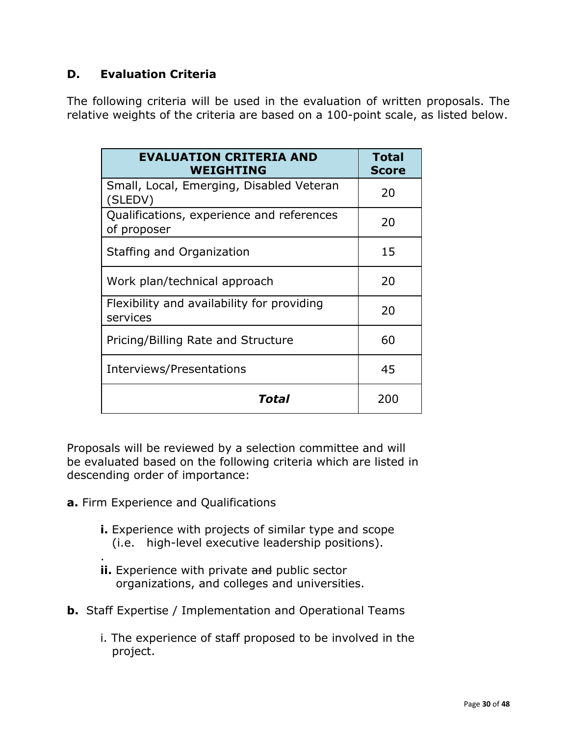## D. Evaluation Criteria

The following criteria will be used in the evaluation of written proposals. The relative weights of the criteria are based on a 100-point scale, as listed below.

| EVALUATION CRITERIA AND WEIGHTING | Total Score |
|---|---|
| Small, Local, Emerging, Disabled Veteran (SLEDV) | 20 |
| Qualifications, experience and references of proposer | 20 |
| Staffing and Organization | 15 |
| Work plan/technical approach | 20 |
| Flexibility and availability for providing services | 20 |
| Pricing/Billing Rate and Structure | 60 |
| Interviews/Presentations | 45 |
| ***Total*** | 200 |

Proposals will be reviewed by a selection committee and will be evaluated based on the following criteria which are listed in descending order of importance:

**a.** Firm Experience and Qualifications

- **i.** Experience with projects of similar type and scope (i.e. high-level executive leadership positions).

.

- **ii.** Experience with private ~~and~~ public sector organizations, and colleges and universities.

**b.** Staff Expertise / Implementation and Operational Teams

- i. The experience of staff proposed to be involved in the project.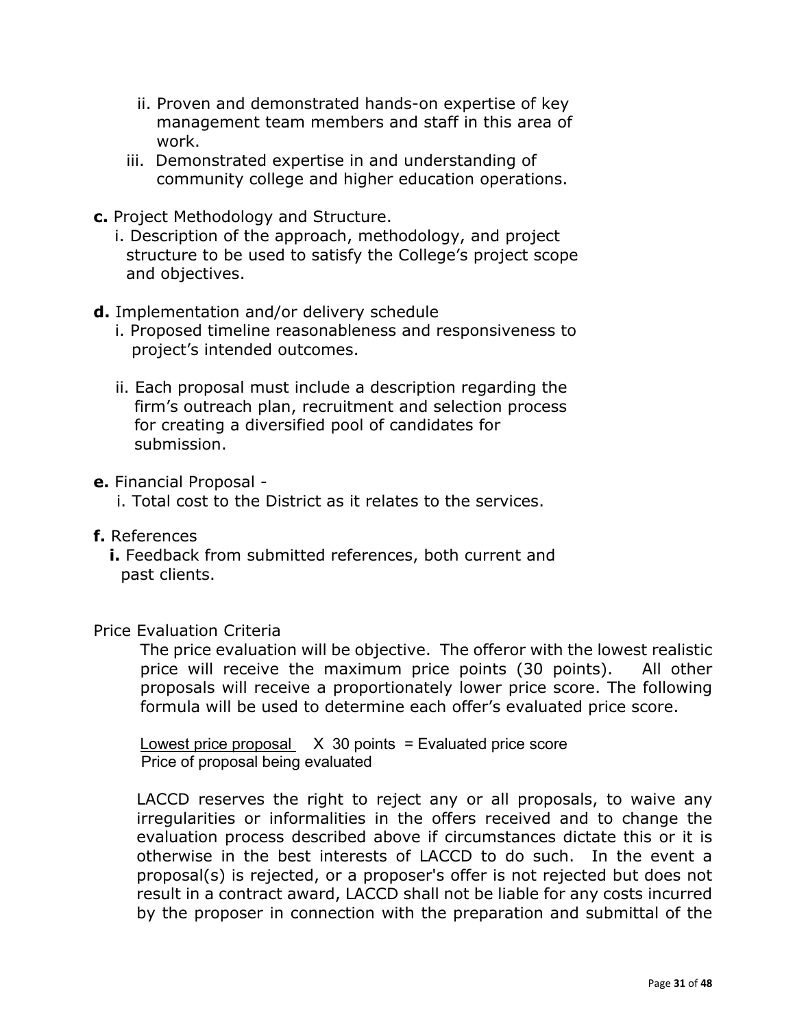ii. Proven and demonstrated hands-on expertise of key management team members and staff in this area of work.

iii. Demonstrated expertise in and understanding of community college and higher education operations.

**c.** Project Methodology and Structure.

i. Description of the approach, methodology, and project structure to be used to satisfy the College's project scope and objectives.

**d.** Implementation and/or delivery schedule

i. Proposed timeline reasonableness and responsiveness to project's intended outcomes.

ii. Each proposal must include a description regarding the firm's outreach plan, recruitment and selection process for creating a diversified pool of candidates for submission.

**e.** Financial Proposal -

i. Total cost to the District as it relates to the services.

**f.** References

**i.** Feedback from submitted references, both current and past clients.

Price Evaluation Criteria

The price evaluation will be objective. The offeror with the lowest realistic price will receive the maximum price points (30 points). All other proposals will receive a proportionately lower price score. The following formula will be used to determine each offer's evaluated price score.

$$\frac{\text{Lowest price proposal}}{\text{Price of proposal being evaluated}} \times 30 \text{ points} = \text{Evaluated price score}$$

LACCD reserves the right to reject any or all proposals, to waive any irregularities or informalities in the offers received and to change the evaluation process described above if circumstances dictate this or it is otherwise in the best interests of LACCD to do such. In the event a proposal(s) is rejected, or a proposer's offer is not rejected but does not result in a contract award, LACCD shall not be liable for any costs incurred by the proposer in connection with the preparation and submittal of the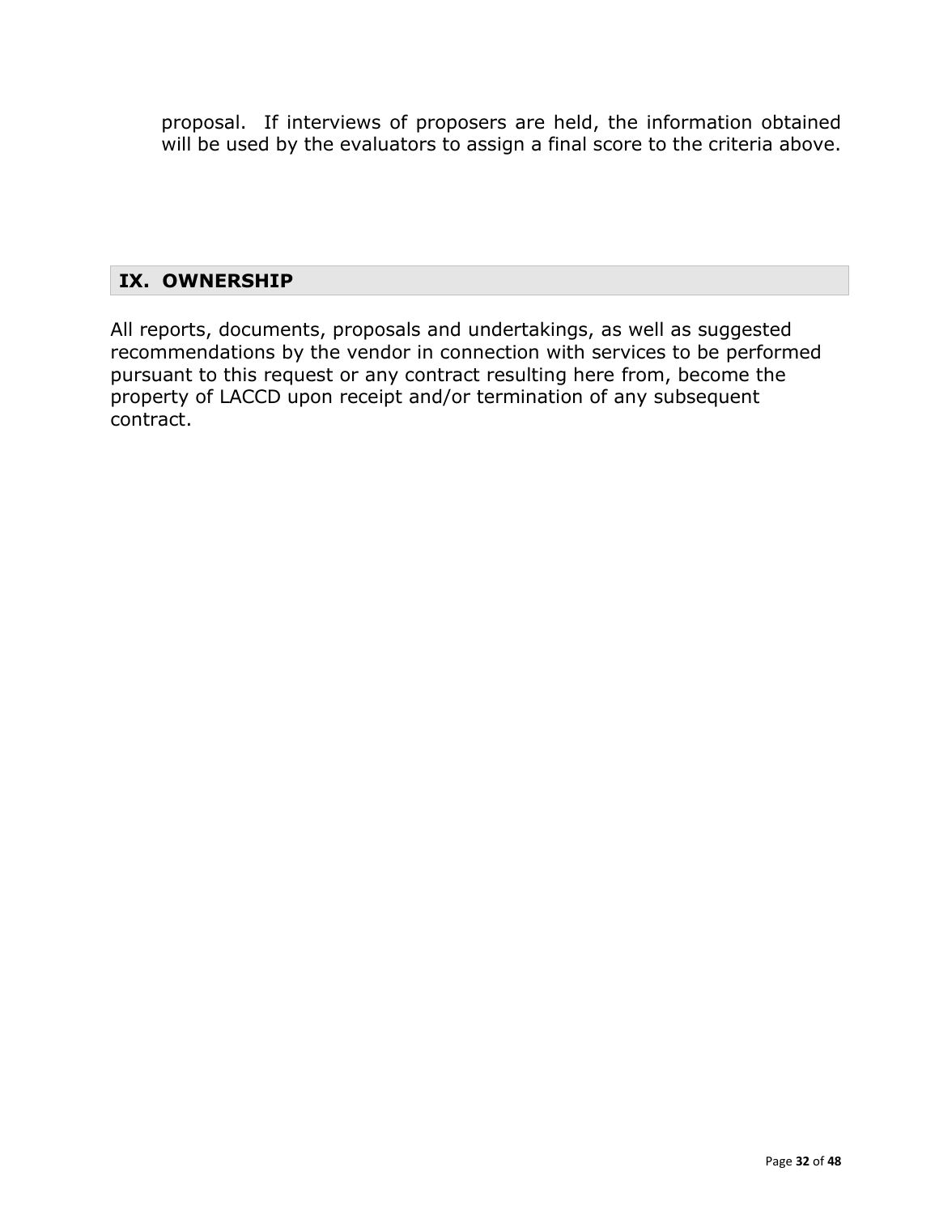proposal. If interviews of proposers are held, the information obtained will be used by the evaluators to assign a final score to the criteria above.

## IX. OWNERSHIP

All reports, documents, proposals and undertakings, as well as suggested recommendations by the vendor in connection with services to be performed pursuant to this request or any contract resulting here from, become the property of LACCD upon receipt and/or termination of any subsequent contract.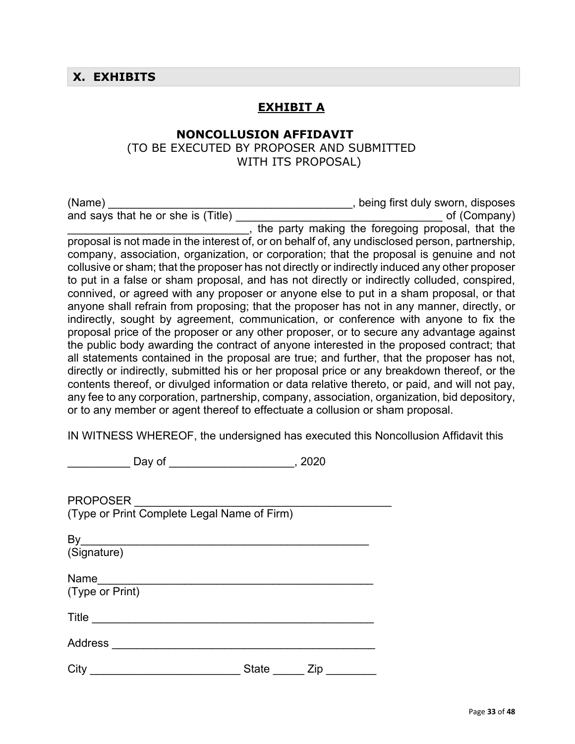## X. EXHIBITS

### EXHIBIT A

**NONCOLLUSION AFFIDAVIT**
(TO BE EXECUTED BY PROPOSER AND SUBMITTED WITH ITS PROPOSAL)

(Name) ________________________________________, being first duly sworn, disposes and says that he or she is (Title) _________________________________ of (Company) ____________________________, the party making the foregoing proposal, that the proposal is not made in the interest of, or on behalf of, any undisclosed person, partnership, company, association, organization, or corporation; that the proposal is genuine and not collusive or sham; that the proposer has not directly or indirectly induced any other proposer to put in a false or sham proposal, and has not directly or indirectly colluded, conspired, connived, or agreed with any proposer or anyone else to put in a sham proposal, or that anyone shall refrain from proposing; that the proposer has not in any manner, directly, or indirectly, sought by agreement, communication, or conference with anyone to fix the proposal price of the proposer or any other proposer, or to secure any advantage against the public body awarding the contract of anyone interested in the proposed contract; that all statements contained in the proposal are true; and further, that the proposer has not, directly or indirectly, submitted his or her proposal price or any breakdown thereof, or the contents thereof, or divulged information or data relative thereto, or paid, and will not pay, any fee to any corporation, partnership, company, association, organization, bid depository, or to any member or agent thereof to effectuate a collusion or sham proposal.

IN WITNESS WHEREOF, the undersigned has executed this Noncollusion Affidavit this

__________ Day of ___________________, 2020

PROPOSER _________________________________________
(Type or Print Complete Legal Name of Firm)

By_______________________________________________
(Signature)

Name_____________________________________________
(Type or Print)

Title ______________________________________________

Address ___________________________________________

City ________________________ State _____ Zip ________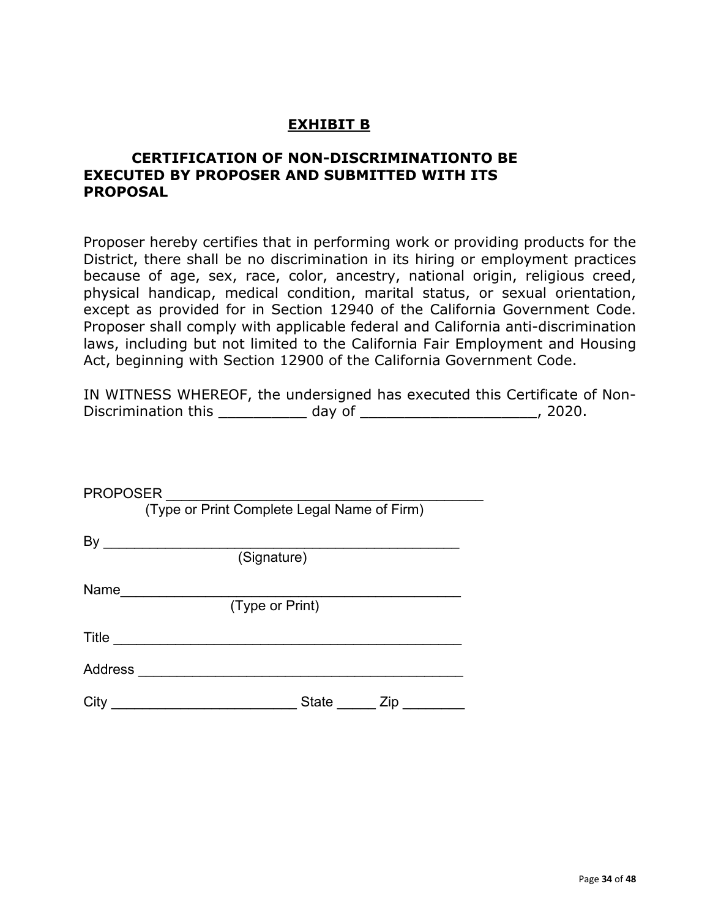## EXHIBIT B

### CERTIFICATION OF NON-DISCRIMINATIONTO BE EXECUTED BY PROPOSER AND SUBMITTED WITH ITS PROPOSAL

Proposer hereby certifies that in performing work or providing products for the District, there shall be no discrimination in its hiring or employment practices because of age, sex, race, color, ancestry, national origin, religious creed, physical handicap, medical condition, marital status, or sexual orientation, except as provided for in Section 12940 of the California Government Code. Proposer shall comply with applicable federal and California anti-discrimination laws, including but not limited to the California Fair Employment and Housing Act, beginning with Section 12900 of the California Government Code.

IN WITNESS WHEREOF, the undersigned has executed this Certificate of Non-Discrimination this __________ day of ____________________, 2020.

PROPOSER _______________________________________
(Type or Print Complete Legal Name of Firm)

By _____________________________________________
(Signature)

Name___________________________________________
(Type or Print)

Title ____________________________________________

Address _________________________________________

City _______________________ State _____ Zip ________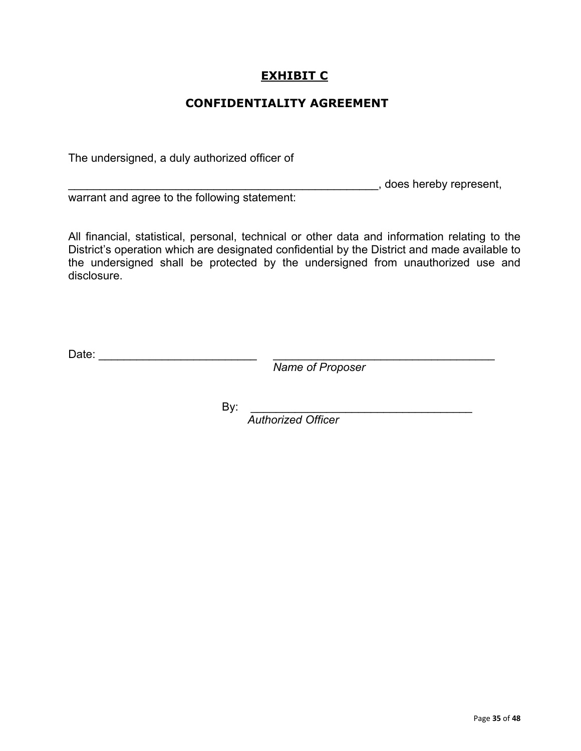## **EXHIBIT C**

## **CONFIDENTIALITY AGREEMENT**

The undersigned, a duly authorized officer of

_____________________________________________________, does hereby represent, warrant and agree to the following statement:

All financial, statistical, personal, technical or other data and information relating to the District's operation which are designated confidential by the District and made available to the undersigned shall be protected by the undersigned from unauthorized use and disclosure.

Date: __________________________ ______________________________________
*Name of Proposer*

By: ______________________________________
*Authorized Officer*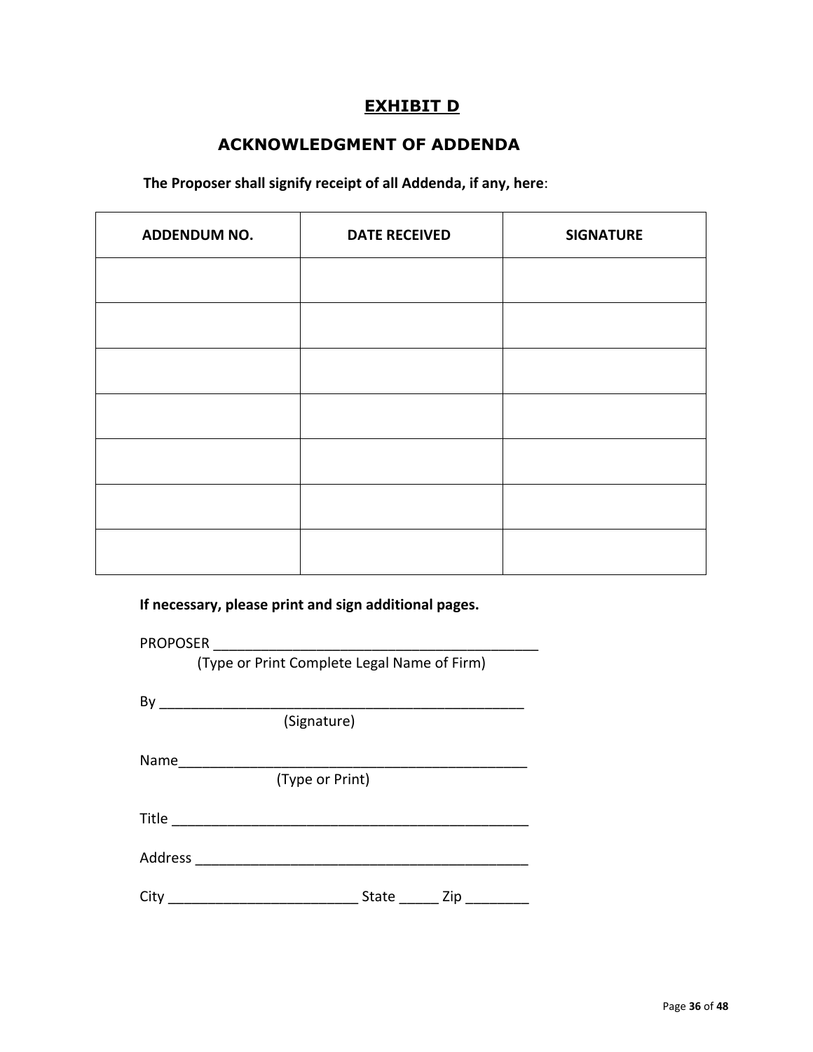# EXHIBIT D

## ACKNOWLEDGMENT OF ADDENDA

**The Proposer shall signify receipt of all Addenda, if any, here**:

| ADDENDUM NO. | DATE RECEIVED | SIGNATURE |
|---|---|---|
| | | |
| | | |
| | | |
| | | |
| | | |
| | | |
| | | |

**If necessary, please print and sign additional pages.**

PROPOSER ___________________________________________
(Type or Print Complete Legal Name of Firm)

By ________________________________________________
(Signature)

Name______________________________________________
(Type or Print)

Title _______________________________________________

Address ____________________________________________

City ________________________ State _____ Zip ________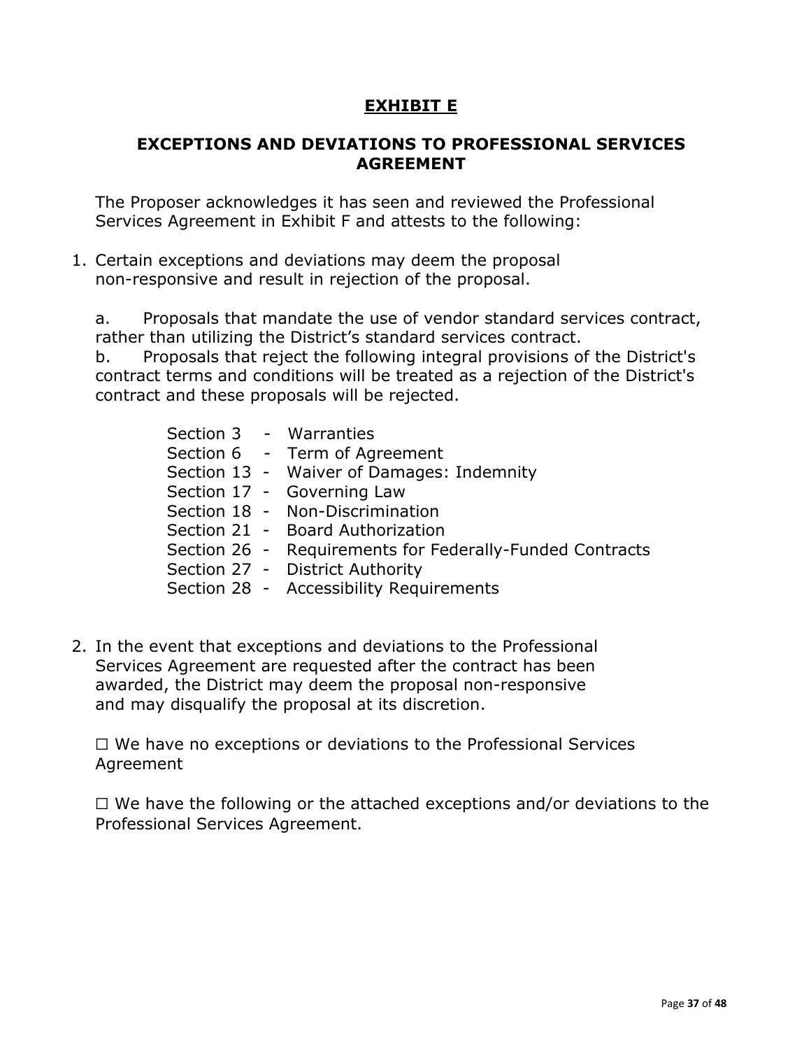# EXHIBIT E

## EXCEPTIONS AND DEVIATIONS TO PROFESSIONAL SERVICES AGREEMENT

The Proposer acknowledges it has seen and reviewed the Professional Services Agreement in Exhibit F and attests to the following:

1. Certain exceptions and deviations may deem the proposal non-responsive and result in rejection of the proposal.

   a. Proposals that mandate the use of vendor standard services contract, rather than utilizing the District's standard services contract.
   b. Proposals that reject the following integral provisions of the District's contract terms and conditions will be treated as a rejection of the District's contract and these proposals will be rejected.

   Section 3 - Warranties
   Section 6 - Term of Agreement
   Section 13 - Waiver of Damages: Indemnity
   Section 17 - Governing Law
   Section 18 - Non-Discrimination
   Section 21 - Board Authorization
   Section 26 - Requirements for Federally-Funded Contracts
   Section 27 - District Authority
   Section 28 - Accessibility Requirements

2. In the event that exceptions and deviations to the Professional Services Agreement are requested after the contract has been awarded, the District may deem the proposal non-responsive and may disqualify the proposal at its discretion.

   ☐ We have no exceptions or deviations to the Professional Services Agreement

   ☐ We have the following or the attached exceptions and/or deviations to the Professional Services Agreement.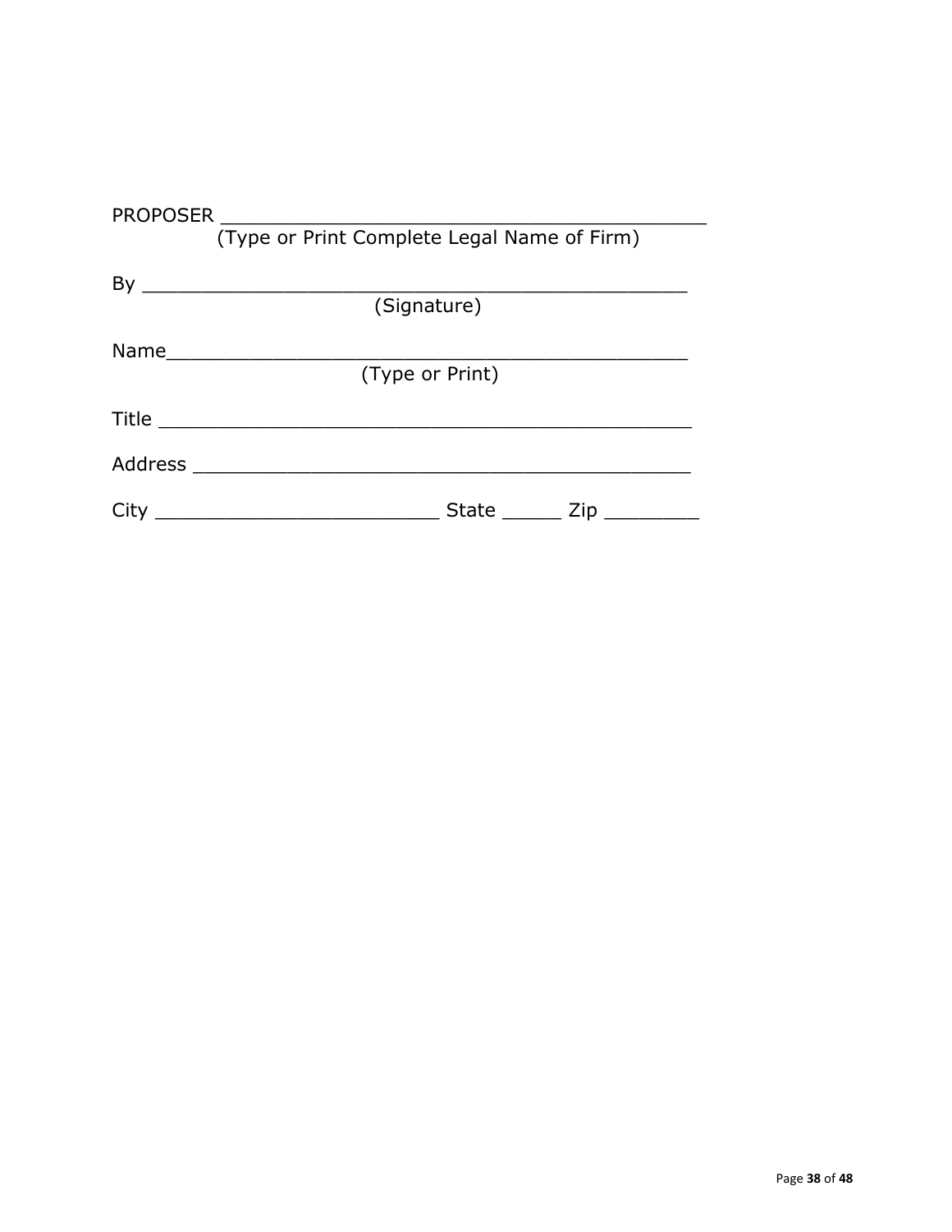PROPOSER ___________________________________________
(Type or Print Complete Legal Name of Firm)

By ______________________________________________
(Signature)

Name_____________________________________________
(Type or Print)

Title _____________________________________________

Address ___________________________________________

City _________________________ State _____ Zip ________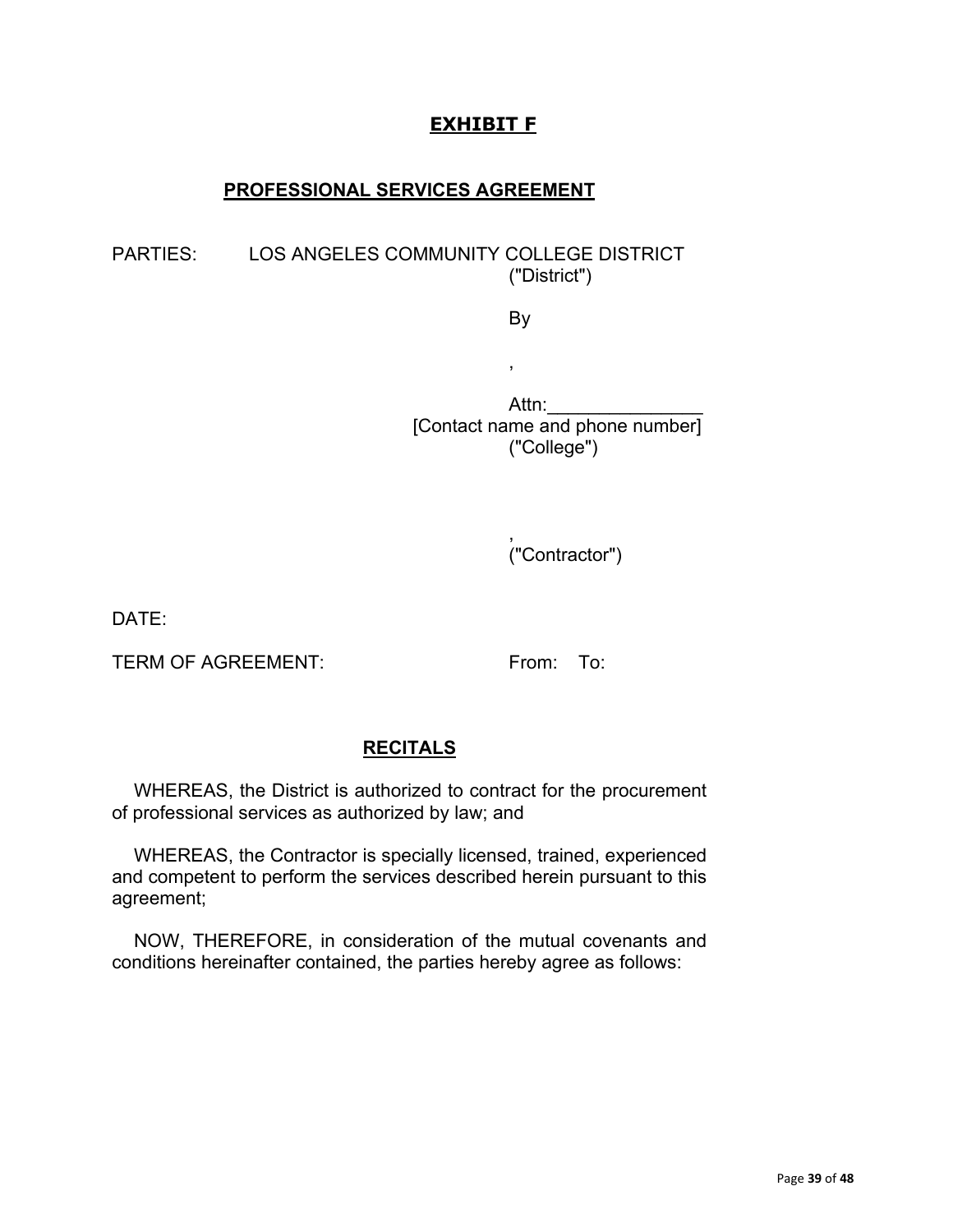# EXHIBIT F

## PROFESSIONAL SERVICES AGREEMENT

PARTIES: LOS ANGELES COMMUNITY COLLEGE DISTRICT
("District")

By

,

Attn:_______________
[Contact name and phone number]
("College")

,
("Contractor")

DATE:

TERM OF AGREEMENT: From: To:

## RECITALS

WHEREAS, the District is authorized to contract for the procurement of professional services as authorized by law; and

WHEREAS, the Contractor is specially licensed, trained, experienced and competent to perform the services described herein pursuant to this agreement;

NOW, THEREFORE, in consideration of the mutual covenants and conditions hereinafter contained, the parties hereby agree as follows: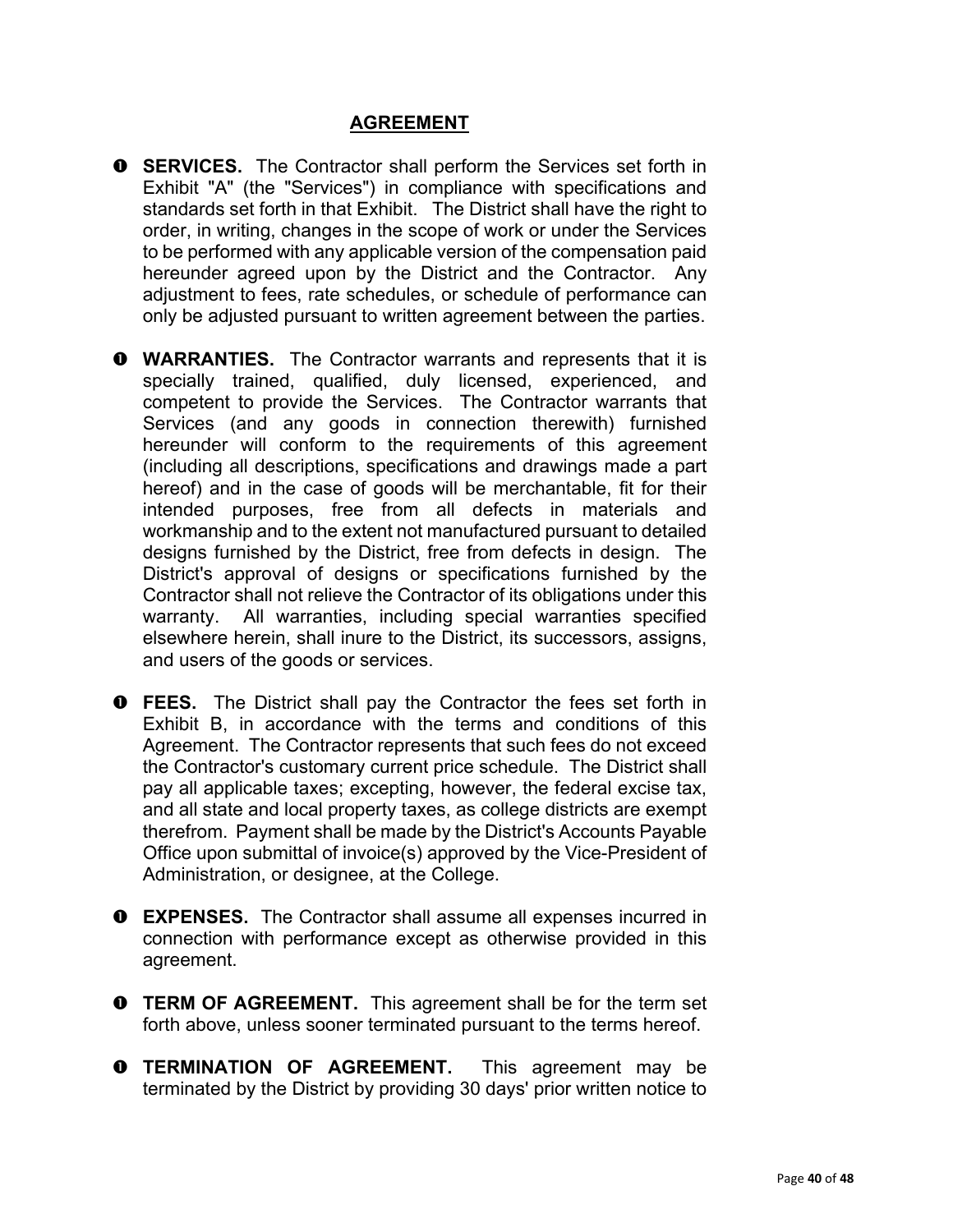## AGREEMENT

- **SERVICES.** The Contractor shall perform the Services set forth in Exhibit "A" (the "Services") in compliance with specifications and standards set forth in that Exhibit. The District shall have the right to order, in writing, changes in the scope of work or under the Services to be performed with any applicable version of the compensation paid hereunder agreed upon by the District and the Contractor. Any adjustment to fees, rate schedules, or schedule of performance can only be adjusted pursuant to written agreement between the parties.

- **WARRANTIES.** The Contractor warrants and represents that it is specially trained, qualified, duly licensed, experienced, and competent to provide the Services. The Contractor warrants that Services (and any goods in connection therewith) furnished hereunder will conform to the requirements of this agreement (including all descriptions, specifications and drawings made a part hereof) and in the case of goods will be merchantable, fit for their intended purposes, free from all defects in materials and workmanship and to the extent not manufactured pursuant to detailed designs furnished by the District, free from defects in design. The District's approval of designs or specifications furnished by the Contractor shall not relieve the Contractor of its obligations under this warranty. All warranties, including special warranties specified elsewhere herein, shall inure to the District, its successors, assigns, and users of the goods or services.

- **FEES.** The District shall pay the Contractor the fees set forth in Exhibit B, in accordance with the terms and conditions of this Agreement. The Contractor represents that such fees do not exceed the Contractor's customary current price schedule. The District shall pay all applicable taxes; excepting, however, the federal excise tax, and all state and local property taxes, as college districts are exempt therefrom. Payment shall be made by the District's Accounts Payable Office upon submittal of invoice(s) approved by the Vice-President of Administration, or designee, at the College.

- **EXPENSES.** The Contractor shall assume all expenses incurred in connection with performance except as otherwise provided in this agreement.

- **TERM OF AGREEMENT.** This agreement shall be for the term set forth above, unless sooner terminated pursuant to the terms hereof.

- **TERMINATION OF AGREEMENT.** This agreement may be terminated by the District by providing 30 days' prior written notice to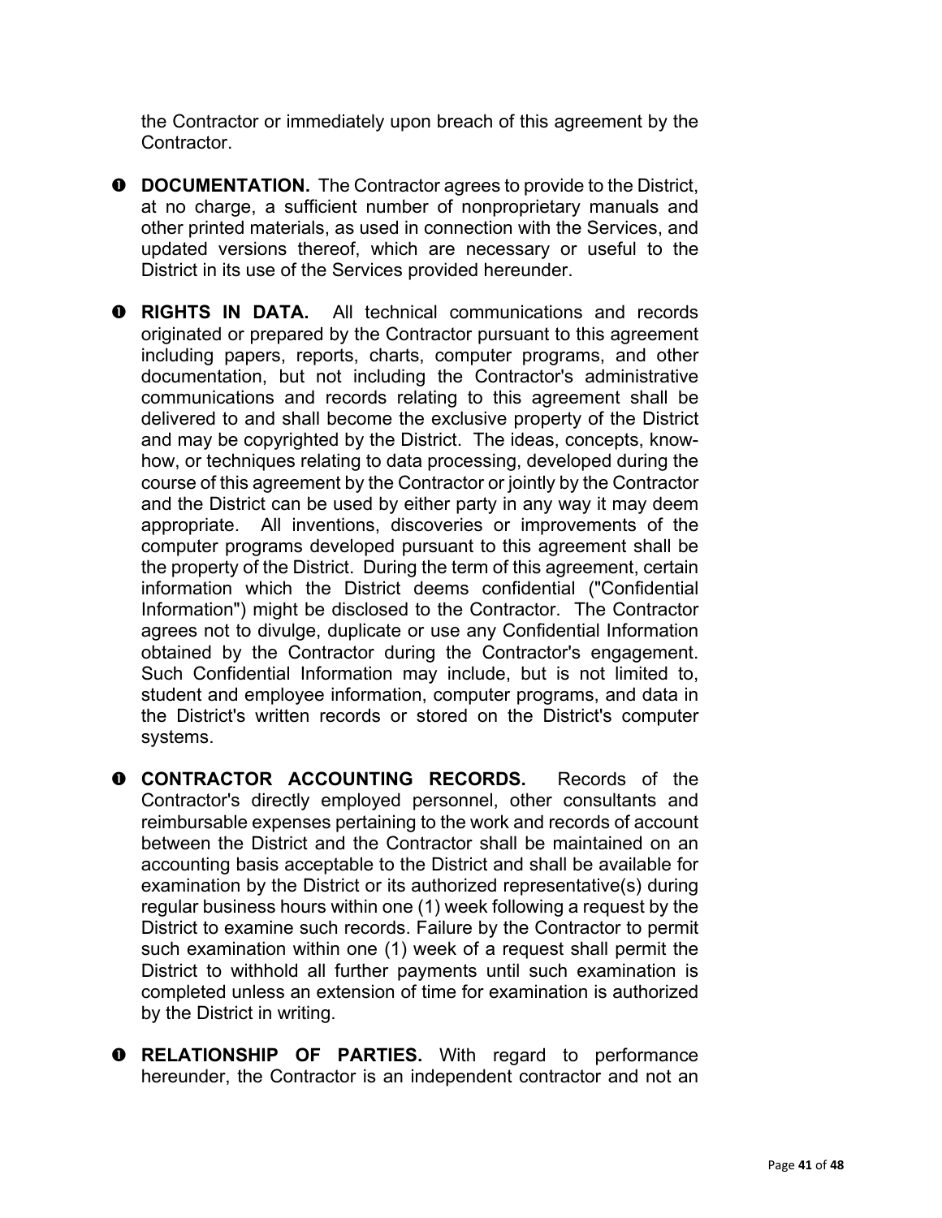the Contractor or immediately upon breach of this agreement by the Contractor.

- **DOCUMENTATION.** The Contractor agrees to provide to the District, at no charge, a sufficient number of nonproprietary manuals and other printed materials, as used in connection with the Services, and updated versions thereof, which are necessary or useful to the District in its use of the Services provided hereunder.

- **RIGHTS IN DATA.** All technical communications and records originated or prepared by the Contractor pursuant to this agreement including papers, reports, charts, computer programs, and other documentation, but not including the Contractor's administrative communications and records relating to this agreement shall be delivered to and shall become the exclusive property of the District and may be copyrighted by the District. The ideas, concepts, know-how, or techniques relating to data processing, developed during the course of this agreement by the Contractor or jointly by the Contractor and the District can be used by either party in any way it may deem appropriate. All inventions, discoveries or improvements of the computer programs developed pursuant to this agreement shall be the property of the District. During the term of this agreement, certain information which the District deems confidential ("Confidential Information") might be disclosed to the Contractor. The Contractor agrees not to divulge, duplicate or use any Confidential Information obtained by the Contractor during the Contractor's engagement. Such Confidential Information may include, but is not limited to, student and employee information, computer programs, and data in the District's written records or stored on the District's computer systems.

- **CONTRACTOR ACCOUNTING RECORDS.** Records of the Contractor's directly employed personnel, other consultants and reimbursable expenses pertaining to the work and records of account between the District and the Contractor shall be maintained on an accounting basis acceptable to the District and shall be available for examination by the District or its authorized representative(s) during regular business hours within one (1) week following a request by the District to examine such records. Failure by the Contractor to permit such examination within one (1) week of a request shall permit the District to withhold all further payments until such examination is completed unless an extension of time for examination is authorized by the District in writing.

- **RELATIONSHIP OF PARTIES.** With regard to performance hereunder, the Contractor is an independent contractor and not an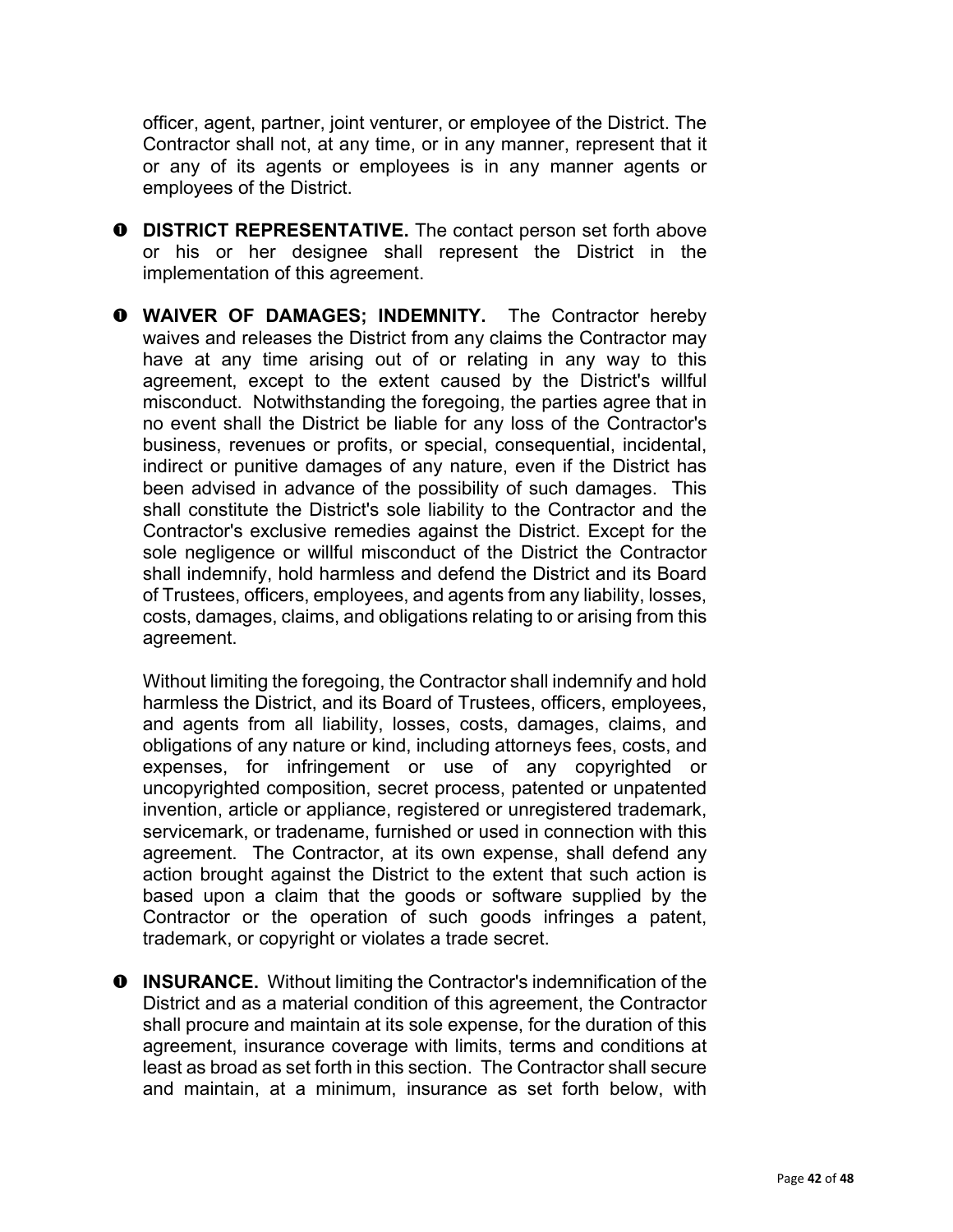officer, agent, partner, joint venturer, or employee of the District. The Contractor shall not, at any time, or in any manner, represent that it or any of its agents or employees is in any manner agents or employees of the District.

- **DISTRICT REPRESENTATIVE.** The contact person set forth above or his or her designee shall represent the District in the implementation of this agreement.

- **WAIVER OF DAMAGES; INDEMNITY.** The Contractor hereby waives and releases the District from any claims the Contractor may have at any time arising out of or relating in any way to this agreement, except to the extent caused by the District's willful misconduct. Notwithstanding the foregoing, the parties agree that in no event shall the District be liable for any loss of the Contractor's business, revenues or profits, or special, consequential, incidental, indirect or punitive damages of any nature, even if the District has been advised in advance of the possibility of such damages. This shall constitute the District's sole liability to the Contractor and the Contractor's exclusive remedies against the District. Except for the sole negligence or willful misconduct of the District the Contractor shall indemnify, hold harmless and defend the District and its Board of Trustees, officers, employees, and agents from any liability, losses, costs, damages, claims, and obligations relating to or arising from this agreement.

  Without limiting the foregoing, the Contractor shall indemnify and hold harmless the District, and its Board of Trustees, officers, employees, and agents from all liability, losses, costs, damages, claims, and obligations of any nature or kind, including attorneys fees, costs, and expenses, for infringement or use of any copyrighted or uncopyrighted composition, secret process, patented or unpatented invention, article or appliance, registered or unregistered trademark, servicemark, or tradename, furnished or used in connection with this agreement. The Contractor, at its own expense, shall defend any action brought against the District to the extent that such action is based upon a claim that the goods or software supplied by the Contractor or the operation of such goods infringes a patent, trademark, or copyright or violates a trade secret.

- **INSURANCE.** Without limiting the Contractor's indemnification of the District and as a material condition of this agreement, the Contractor shall procure and maintain at its sole expense, for the duration of this agreement, insurance coverage with limits, terms and conditions at least as broad as set forth in this section. The Contractor shall secure and maintain, at a minimum, insurance as set forth below, with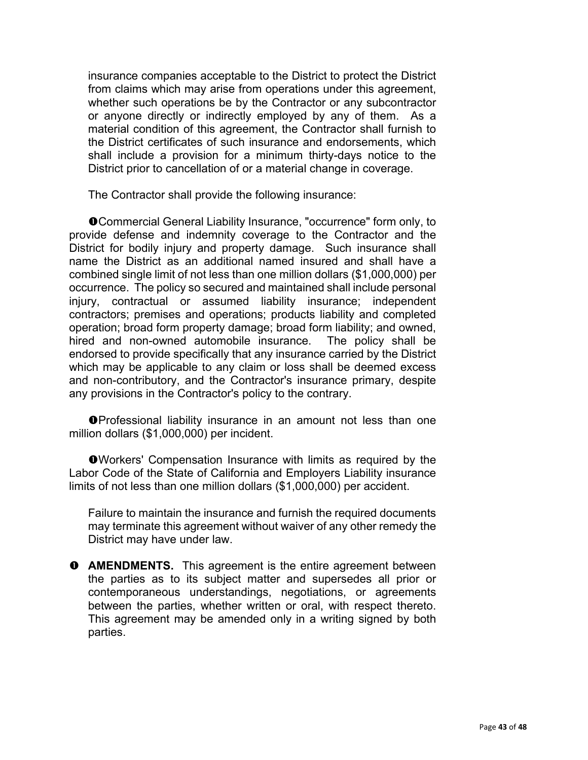insurance companies acceptable to the District to protect the District from claims which may arise from operations under this agreement, whether such operations be by the Contractor or any subcontractor or anyone directly or indirectly employed by any of them. As a material condition of this agreement, the Contractor shall furnish to the District certificates of such insurance and endorsements, which shall include a provision for a minimum thirty-days notice to the District prior to cancellation of or a material change in coverage.

The Contractor shall provide the following insurance:

➊Commercial General Liability Insurance, "occurrence" form only, to provide defense and indemnity coverage to the Contractor and the District for bodily injury and property damage. Such insurance shall name the District as an additional named insured and shall have a combined single limit of not less than one million dollars ($1,000,000) per occurrence. The policy so secured and maintained shall include personal injury, contractual or assumed liability insurance; independent contractors; premises and operations; products liability and completed operation; broad form property damage; broad form liability; and owned, hired and non-owned automobile insurance. The policy shall be endorsed to provide specifically that any insurance carried by the District which may be applicable to any claim or loss shall be deemed excess and non-contributory, and the Contractor's insurance primary, despite any provisions in the Contractor's policy to the contrary.

➊Professional liability insurance in an amount not less than one million dollars ($1,000,000) per incident.

➊Workers' Compensation Insurance with limits as required by the Labor Code of the State of California and Employers Liability insurance limits of not less than one million dollars ($1,000,000) per accident.

Failure to maintain the insurance and furnish the required documents may terminate this agreement without waiver of any other remedy the District may have under law.

➊ **AMENDMENTS.** This agreement is the entire agreement between the parties as to its subject matter and supersedes all prior or contemporaneous understandings, negotiations, or agreements between the parties, whether written or oral, with respect thereto. This agreement may be amended only in a writing signed by both parties.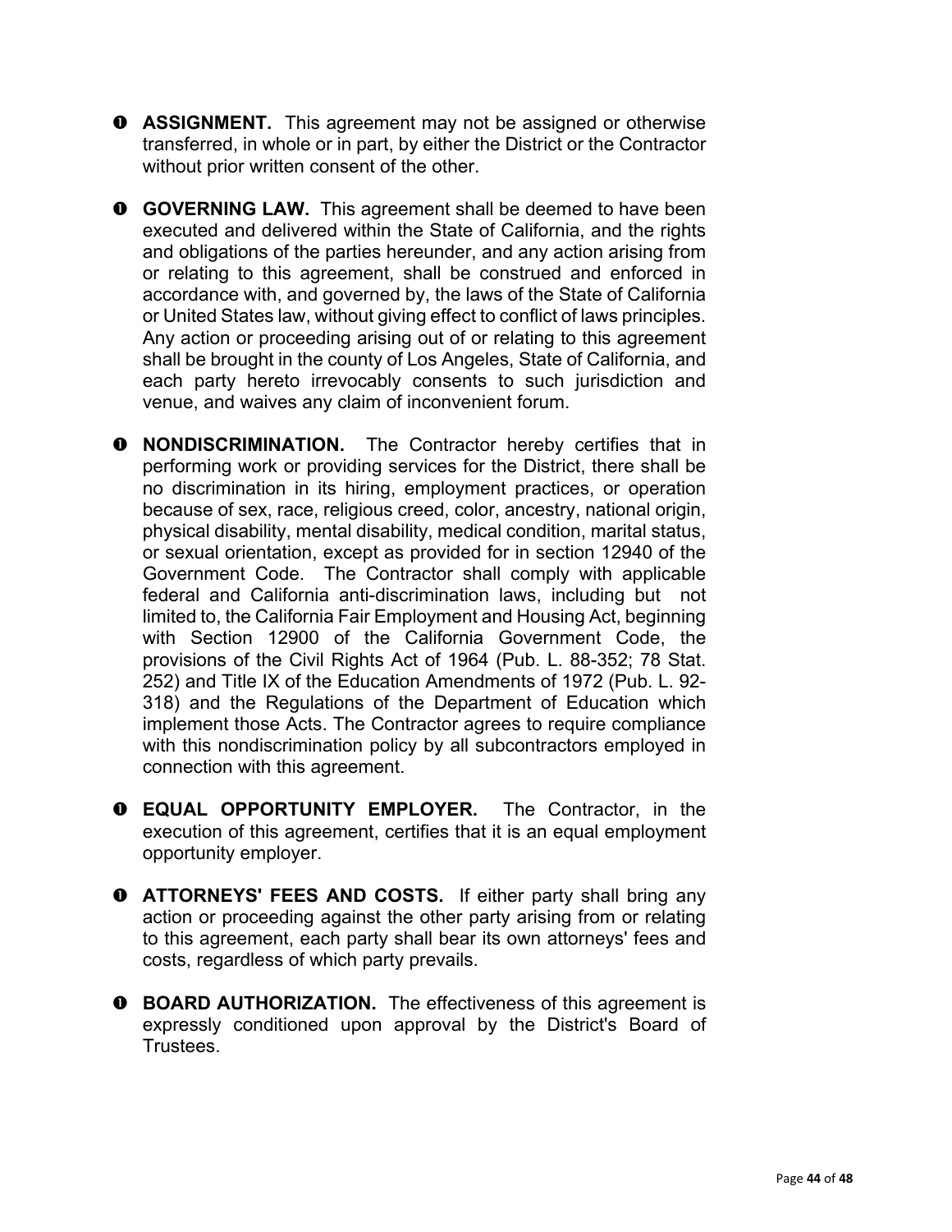- **ASSIGNMENT.** This agreement may not be assigned or otherwise transferred, in whole or in part, by either the District or the Contractor without prior written consent of the other.

- **GOVERNING LAW.** This agreement shall be deemed to have been executed and delivered within the State of California, and the rights and obligations of the parties hereunder, and any action arising from or relating to this agreement, shall be construed and enforced in accordance with, and governed by, the laws of the State of California or United States law, without giving effect to conflict of laws principles. Any action or proceeding arising out of or relating to this agreement shall be brought in the county of Los Angeles, State of California, and each party hereto irrevocably consents to such jurisdiction and venue, and waives any claim of inconvenient forum.

- **NONDISCRIMINATION.** The Contractor hereby certifies that in performing work or providing services for the District, there shall be no discrimination in its hiring, employment practices, or operation because of sex, race, religious creed, color, ancestry, national origin, physical disability, mental disability, medical condition, marital status, or sexual orientation, except as provided for in section 12940 of the Government Code. The Contractor shall comply with applicable federal and California anti-discrimination laws, including but not limited to, the California Fair Employment and Housing Act, beginning with Section 12900 of the California Government Code, the provisions of the Civil Rights Act of 1964 (Pub. L. 88-352; 78 Stat. 252) and Title IX of the Education Amendments of 1972 (Pub. L. 92-318) and the Regulations of the Department of Education which implement those Acts. The Contractor agrees to require compliance with this nondiscrimination policy by all subcontractors employed in connection with this agreement.

- **EQUAL OPPORTUNITY EMPLOYER.** The Contractor, in the execution of this agreement, certifies that it is an equal employment opportunity employer.

- **ATTORNEYS' FEES AND COSTS.** If either party shall bring any action or proceeding against the other party arising from or relating to this agreement, each party shall bear its own attorneys' fees and costs, regardless of which party prevails.

- **BOARD AUTHORIZATION.** The effectiveness of this agreement is expressly conditioned upon approval by the District's Board of Trustees.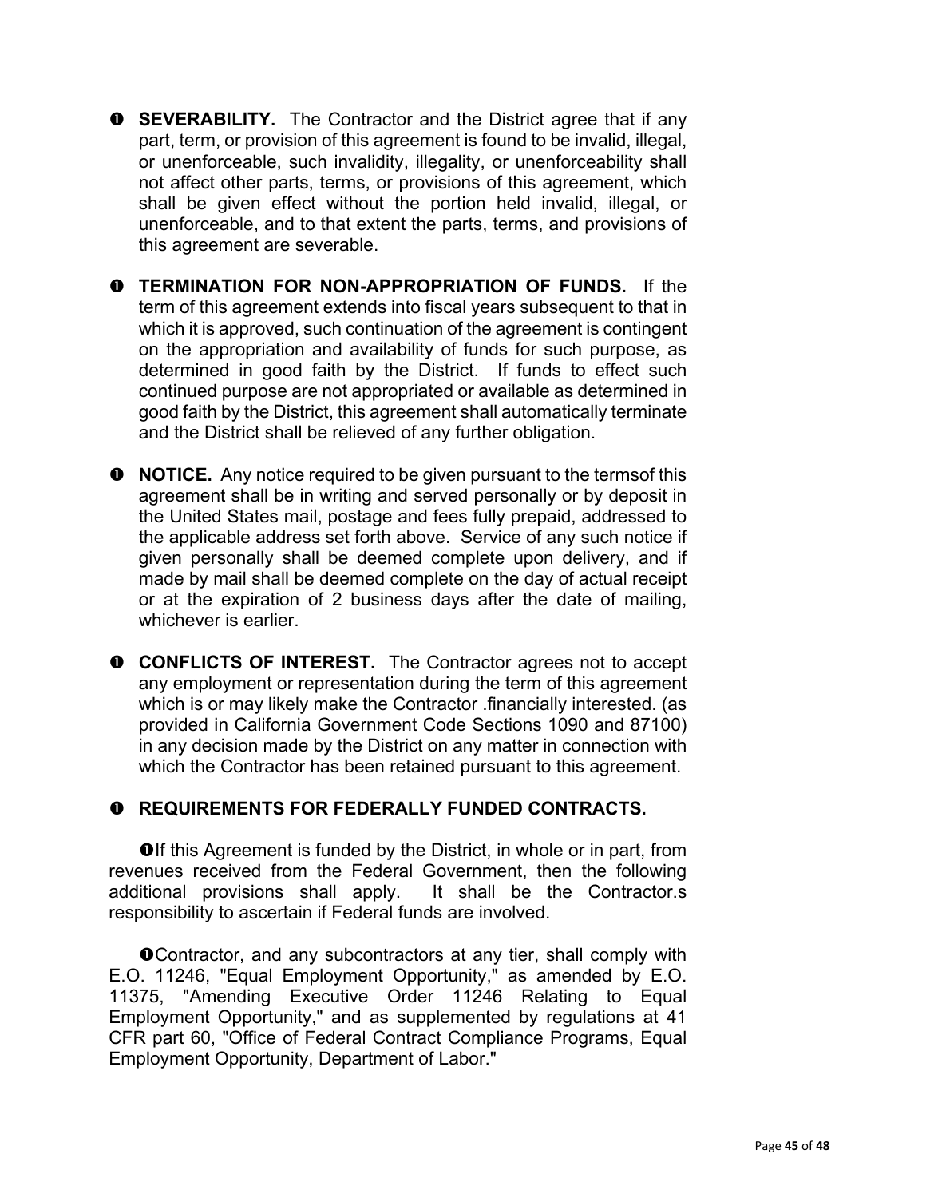- **SEVERABILITY.** The Contractor and the District agree that if any part, term, or provision of this agreement is found to be invalid, illegal, or unenforceable, such invalidity, illegality, or unenforceability shall not affect other parts, terms, or provisions of this agreement, which shall be given effect without the portion held invalid, illegal, or unenforceable, and to that extent the parts, terms, and provisions of this agreement are severable.

- **TERMINATION FOR NON-APPROPRIATION OF FUNDS.** If the term of this agreement extends into fiscal years subsequent to that in which it is approved, such continuation of the agreement is contingent on the appropriation and availability of funds for such purpose, as determined in good faith by the District. If funds to effect such continued purpose are not appropriated or available as determined in good faith by the District, this agreement shall automatically terminate and the District shall be relieved of any further obligation.

- **NOTICE.** Any notice required to be given pursuant to the termsof this agreement shall be in writing and served personally or by deposit in the United States mail, postage and fees fully prepaid, addressed to the applicable address set forth above. Service of any such notice if given personally shall be deemed complete upon delivery, and if made by mail shall be deemed complete on the day of actual receipt or at the expiration of 2 business days after the date of mailing, whichever is earlier.

- **CONFLICTS OF INTEREST.** The Contractor agrees not to accept any employment or representation during the term of this agreement which is or may likely make the Contractor .financially interested. (as provided in California Government Code Sections 1090 and 87100) in any decision made by the District on any matter in connection with which the Contractor has been retained pursuant to this agreement.

- **REQUIREMENTS FOR FEDERALLY FUNDED CONTRACTS.**

  - If this Agreement is funded by the District, in whole or in part, from revenues received from the Federal Government, then the following additional provisions shall apply. It shall be the Contractor.s responsibility to ascertain if Federal funds are involved.

  - Contractor, and any subcontractors at any tier, shall comply with E.O. 11246, "Equal Employment Opportunity," as amended by E.O. 11375, "Amending Executive Order 11246 Relating to Equal Employment Opportunity," and as supplemented by regulations at 41 CFR part 60, "Office of Federal Contract Compliance Programs, Equal Employment Opportunity, Department of Labor."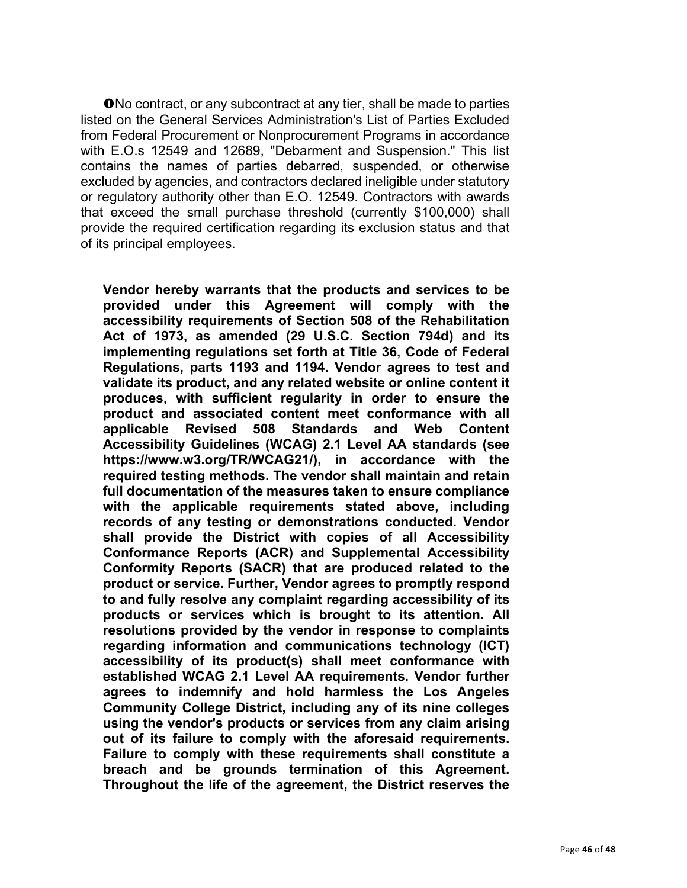➊No contract, or any subcontract at any tier, shall be made to parties listed on the General Services Administration's List of Parties Excluded from Federal Procurement or Nonprocurement Programs in accordance with E.O.s 12549 and 12689, "Debarment and Suspension." This list contains the names of parties debarred, suspended, or otherwise excluded by agencies, and contractors declared ineligible under statutory or regulatory authority other than E.O. 12549. Contractors with awards that exceed the small purchase threshold (currently $100,000) shall provide the required certification regarding its exclusion status and that of its principal employees.

**Vendor hereby warrants that the products and services to be provided under this Agreement will comply with the accessibility requirements of Section 508 of the Rehabilitation Act of 1973, as amended (29 U.S.C. Section 794d) and its implementing regulations set forth at Title 36, Code of Federal Regulations, parts 1193 and 1194. Vendor agrees to test and validate its product, and any related website or online content it produces, with sufficient regularity in order to ensure the product and associated content meet conformance with all applicable Revised 508 Standards and Web Content Accessibility Guidelines (WCAG) 2.1 Level AA standards (see https://www.w3.org/TR/WCAG21/), in accordance with the required testing methods. The vendor shall maintain and retain full documentation of the measures taken to ensure compliance with the applicable requirements stated above, including records of any testing or demonstrations conducted. Vendor shall provide the District with copies of all Accessibility Conformance Reports (ACR) and Supplemental Accessibility Conformity Reports (SACR) that are produced related to the product or service. Further, Vendor agrees to promptly respond to and fully resolve any complaint regarding accessibility of its products or services which is brought to its attention. All resolutions provided by the vendor in response to complaints regarding information and communications technology (ICT) accessibility of its product(s) shall meet conformance with established WCAG 2.1 Level AA requirements. Vendor further agrees to indemnify and hold harmless the Los Angeles Community College District, including any of its nine colleges using the vendor's products or services from any claim arising out of its failure to comply with the aforesaid requirements. Failure to comply with these requirements shall constitute a breach and be grounds termination of this Agreement. Throughout the life of the agreement, the District reserves the**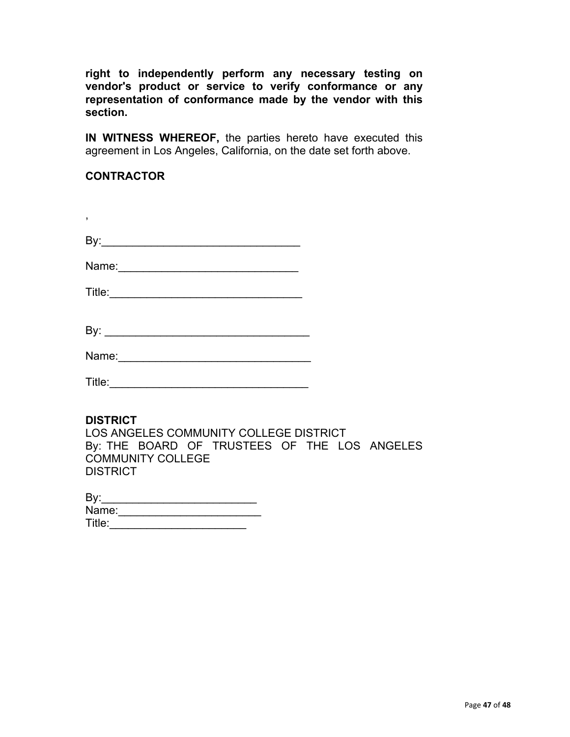**right to independently perform any necessary testing on vendor's product or service to verify conformance or any representation of conformance made by the vendor with this section.**

**IN WITNESS WHEREOF,** the parties hereto have executed this agreement in Los Angeles, California, on the date set forth above.

**CONTRACTOR**

,

By:_______________________________

Name:____________________________

Title:______________________________

By: _________________________________

Name:_______________________________

Title:_______________________________

**DISTRICT**
LOS ANGELES COMMUNITY COLLEGE DISTRICT
By: THE BOARD OF TRUSTEES OF THE LOS ANGELES COMMUNITY COLLEGE DISTRICT

By:_________________________
Name:_______________________
Title:______________________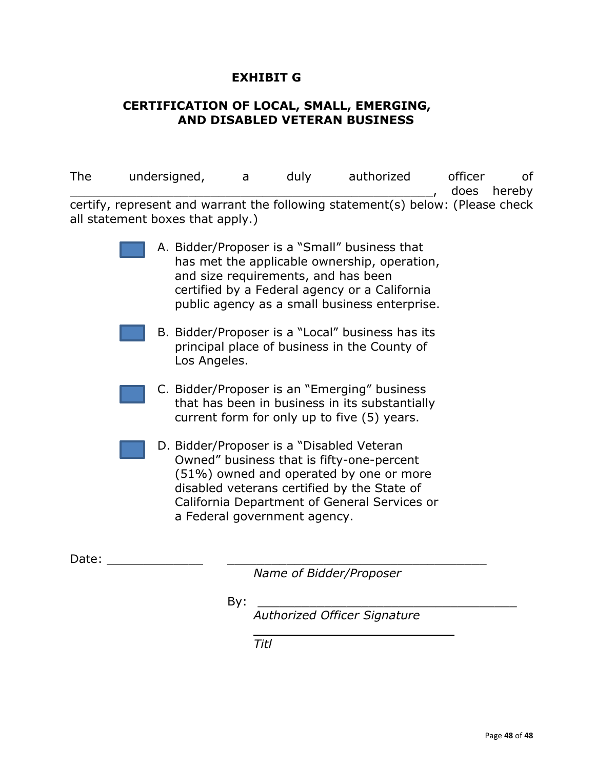# EXHIBIT G

## CERTIFICATION OF LOCAL, SMALL, EMERGING, AND DISABLED VETERAN BUSINESS

The undersigned, a duly authorized officer of ______________________________________________________, does hereby certify, represent and warrant the following statement(s) below: (Please check all statement boxes that apply.)

☐ A. Bidder/Proposer is a "Small" business that has met the applicable ownership, operation, and size requirements, and has been certified by a Federal agency or a California public agency as a small business enterprise.

☐ B. Bidder/Proposer is a "Local" business has its principal place of business in the County of Los Angeles.

☐ C. Bidder/Proposer is an "Emerging" business that has been in business in its substantially current form for only up to five (5) years.

☐ D. Bidder/Proposer is a "Disabled Veteran Owned" business that is fifty-one-percent (51%) owned and operated by one or more disabled veterans certified by the State of California Department of General Services or a Federal government agency.

Date: _____________ ____________________________________

*Name of Bidder/Proposer*

By: ____________________________________

*Authorized Officer Signature*

____________________________________

*Titl*